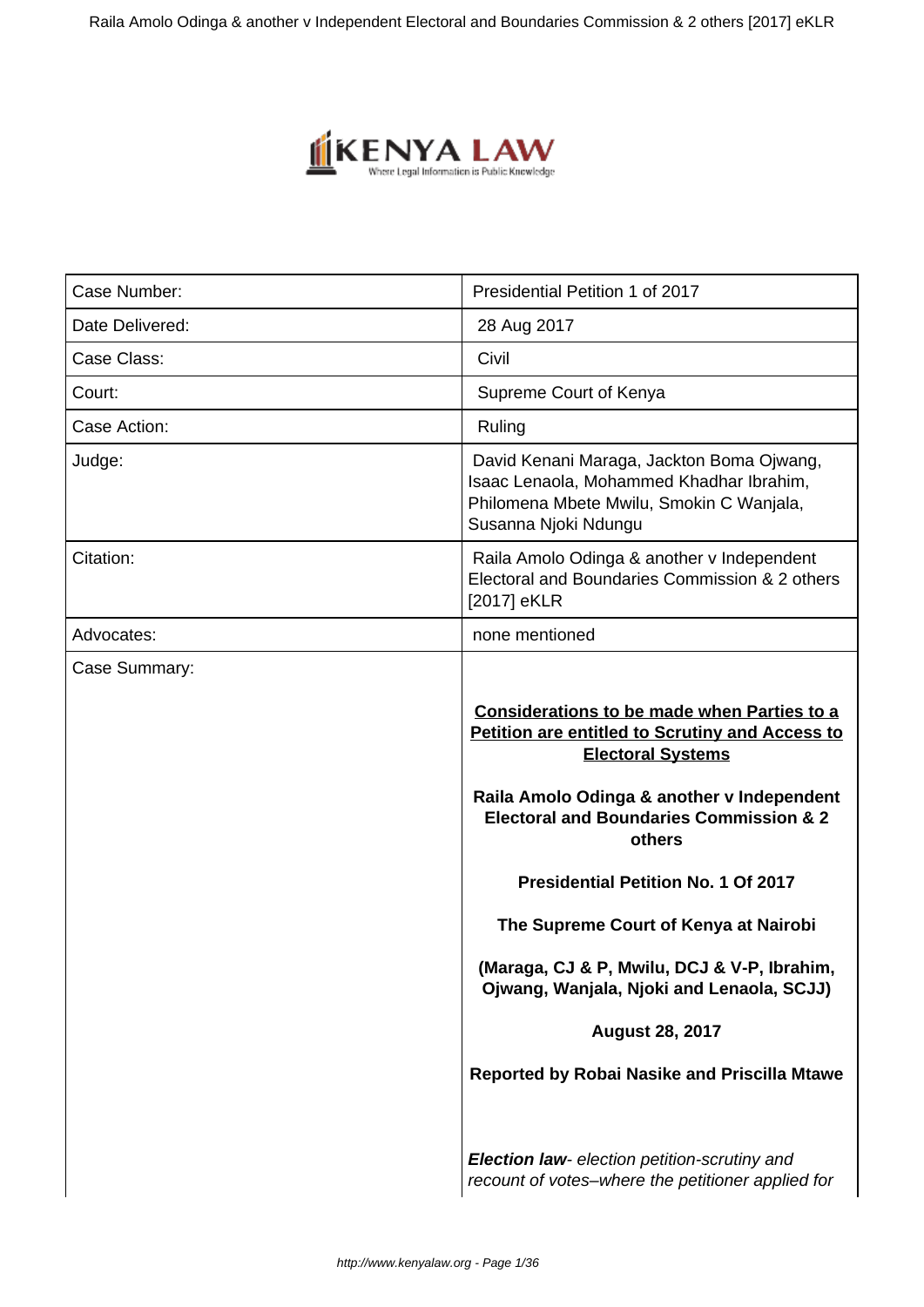| Case Number: | Presidential Petition 1 of 2017 |
| --- | --- |
| Date Delivered: | 28 Aug 2017 |
| Case Class: | Civil |
| Court: | Supreme Court of Kenya |
| Case Action: | Ruling |
| Judge: | David Kenani Maraga, Jackton Boma Ojwang, Isaac Lenaola, Mohammed Khadhar Ibrahim, Philomena Mbete Mwilu, Smokin C Wanjala, Susanna Njoki Ndungu |
| Citation: | Raila Amolo Odinga & another v Independent Electoral and Boundaries Commission & 2 others [2017] eKLR |
| Advocates: | none mentioned |
| Case Summary: | |

**Considerations to be made when Parties to a Petition are entitled to Scrutiny and Access to Electoral Systems**

**Raila Amolo Odinga & another v Independent Electoral and Boundaries Commission & 2 others**

**Presidential Petition No. 1 Of 2017**

**The Supreme Court of Kenya at Nairobi**

**(Maraga, CJ & P, Mwilu, DCJ & V-P, Ibrahim, Ojwang, Wanjala, Njoki and Lenaola, SCJJ)**

**August 28, 2017**

**Reported by Robai Nasike and Priscilla Mtawe**

***Election law**- election petition-scrutiny and recount of votes–where the petitioner applied for*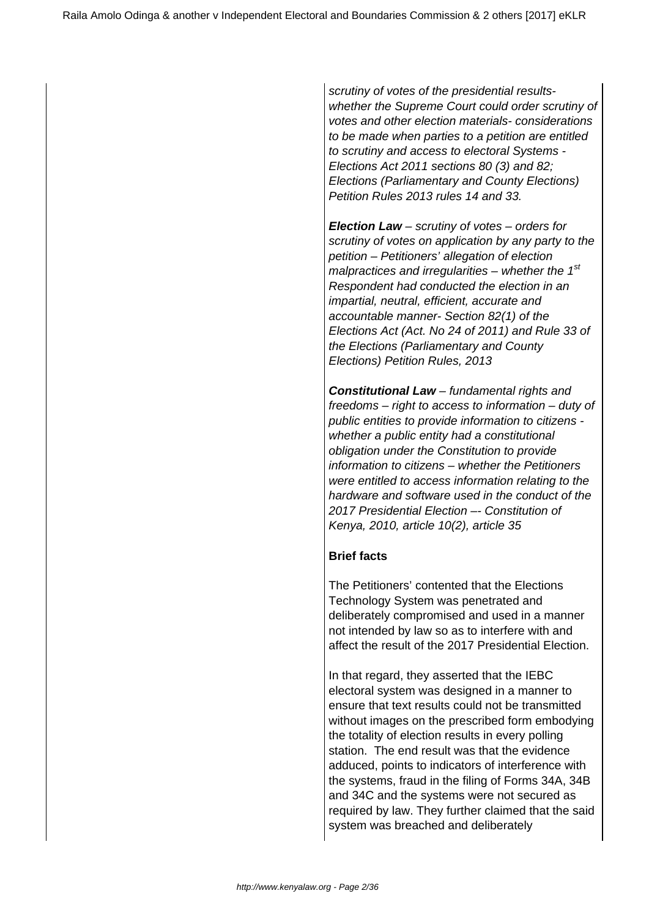*scrutiny of votes of the presidential results- whether the Supreme Court could order scrutiny of votes and other election materials- considerations to be made when parties to a petition are entitled to scrutiny and access to electoral Systems - Elections Act 2011 sections 80 (3) and 82; Elections (Parliamentary and County Elections) Petition Rules 2013 rules 14 and 33.*

***Election Law*** *– scrutiny of votes – orders for scrutiny of votes on application by any party to the petition – Petitioners' allegation of election malpractices and irregularities – whether the 1st Respondent had conducted the election in an impartial, neutral, efficient, accurate and accountable manner- Section 82(1) of the Elections Act (Act. No 24 of 2011) and Rule 33 of the Elections (Parliamentary and County Elections) Petition Rules, 2013*

***Constitutional Law*** *– fundamental rights and freedoms – right to access to information – duty of public entities to provide information to citizens - whether a public entity had a constitutional obligation under the Constitution to provide information to citizens – whether the Petitioners were entitled to access information relating to the hardware and software used in the conduct of the 2017 Presidential Election –- Constitution of Kenya, 2010, article 10(2), article 35*

**Brief facts**

The Petitioners' contented that the Elections Technology System was penetrated and deliberately compromised and used in a manner not intended by law so as to interfere with and affect the result of the 2017 Presidential Election.

In that regard, they asserted that the IEBC electoral system was designed in a manner to ensure that text results could not be transmitted without images on the prescribed form embodying the totality of election results in every polling station. The end result was that the evidence adduced, points to indicators of interference with the systems, fraud in the filing of Forms 34A, 34B and 34C and the systems were not secured as required by law. They further claimed that the said system was breached and deliberately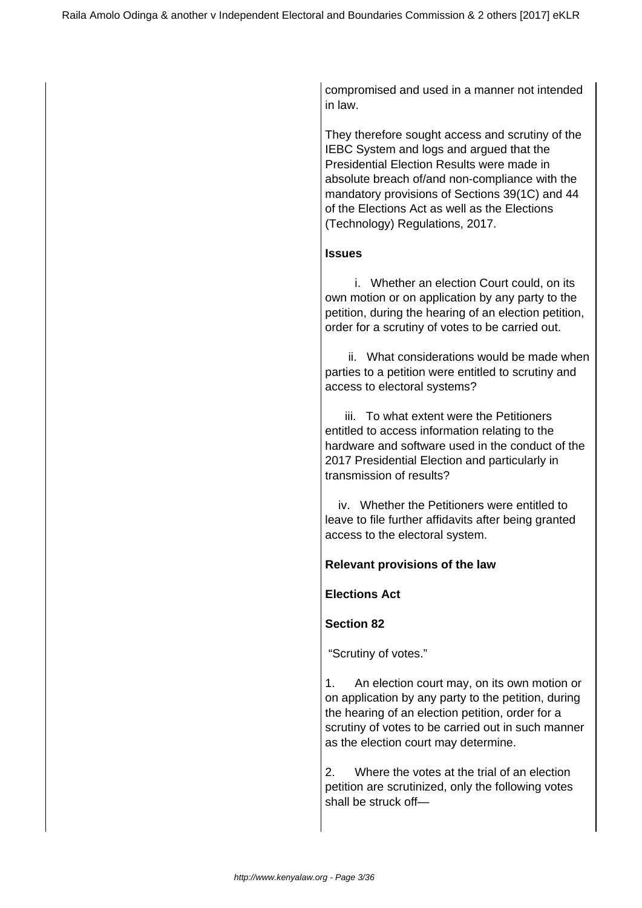compromised and used in a manner not intended in law.

They therefore sought access and scrutiny of the IEBC System and logs and argued that the Presidential Election Results were made in absolute breach of/and non-compliance with the mandatory provisions of Sections 39(1C) and 44 of the Elections Act as well as the Elections (Technology) Regulations, 2017.

**Issues**

i. Whether an election Court could, on its own motion or on application by any party to the petition, during the hearing of an election petition, order for a scrutiny of votes to be carried out.

ii. What considerations would be made when parties to a petition were entitled to scrutiny and access to electoral systems?

iii. To what extent were the Petitioners entitled to access information relating to the hardware and software used in the conduct of the 2017 Presidential Election and particularly in transmission of results?

iv. Whether the Petitioners were entitled to leave to file further affidavits after being granted access to the electoral system.

**Relevant provisions of the law**

**Elections Act**

**Section 82**

"Scrutiny of votes."

1. An election court may, on its own motion or on application by any party to the petition, during the hearing of an election petition, order for a scrutiny of votes to be carried out in such manner as the election court may determine.

2. Where the votes at the trial of an election petition are scrutinized, only the following votes shall be struck off—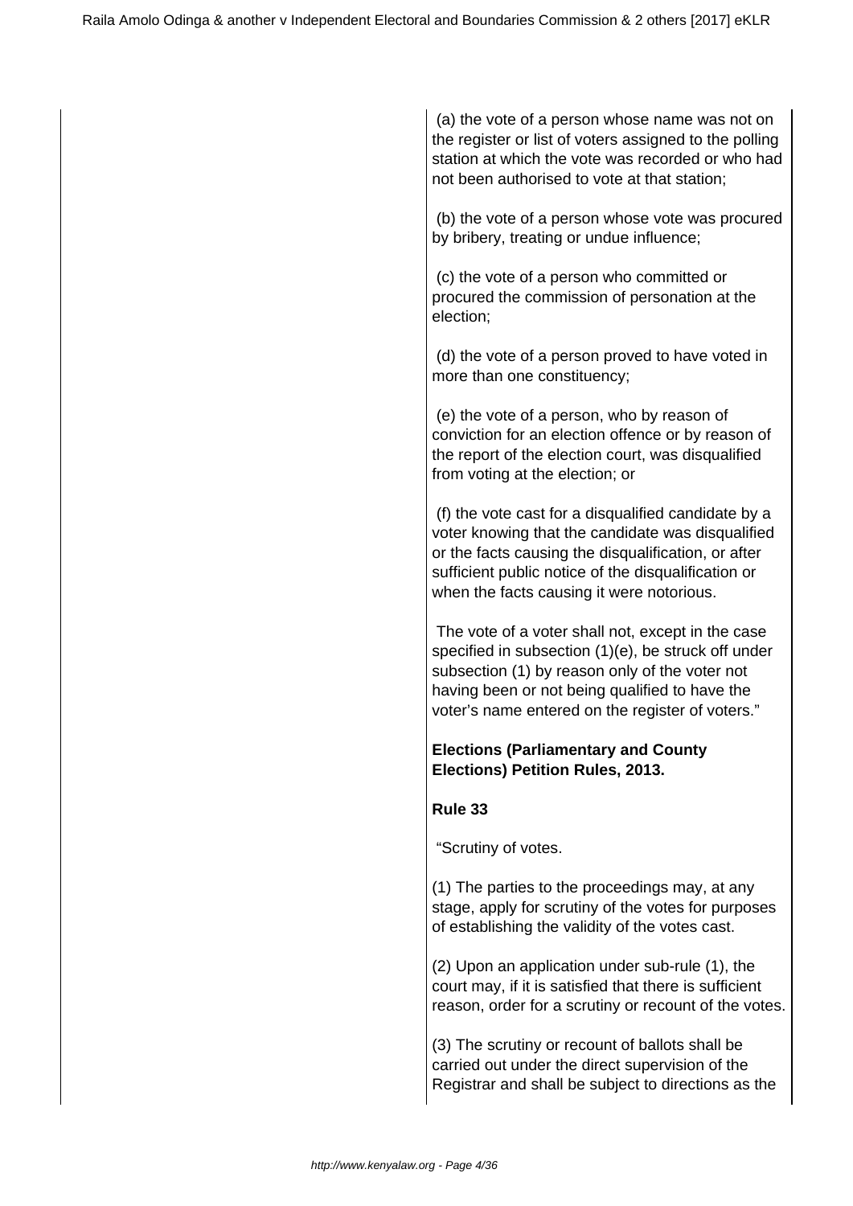(a) the vote of a person whose name was not on the register or list of voters assigned to the polling station at which the vote was recorded or who had not been authorised to vote at that station;

(b) the vote of a person whose vote was procured by bribery, treating or undue influence;

(c) the vote of a person who committed or procured the commission of personation at the election;

(d) the vote of a person proved to have voted in more than one constituency;

(e) the vote of a person, who by reason of conviction for an election offence or by reason of the report of the election court, was disqualified from voting at the election; or

(f) the vote cast for a disqualified candidate by a voter knowing that the candidate was disqualified or the facts causing the disqualification, or after sufficient public notice of the disqualification or when the facts causing it were notorious.

The vote of a voter shall not, except in the case specified in subsection (1)(e), be struck off under subsection (1) by reason only of the voter not having been or not being qualified to have the voter's name entered on the register of voters."

**Elections (Parliamentary and County Elections) Petition Rules, 2013.**

**Rule 33**

"Scrutiny of votes.

(1) The parties to the proceedings may, at any stage, apply for scrutiny of the votes for purposes of establishing the validity of the votes cast.

(2) Upon an application under sub-rule (1), the court may, if it is satisfied that there is sufficient reason, order for a scrutiny or recount of the votes.

(3) The scrutiny or recount of ballots shall be carried out under the direct supervision of the Registrar and shall be subject to directions as the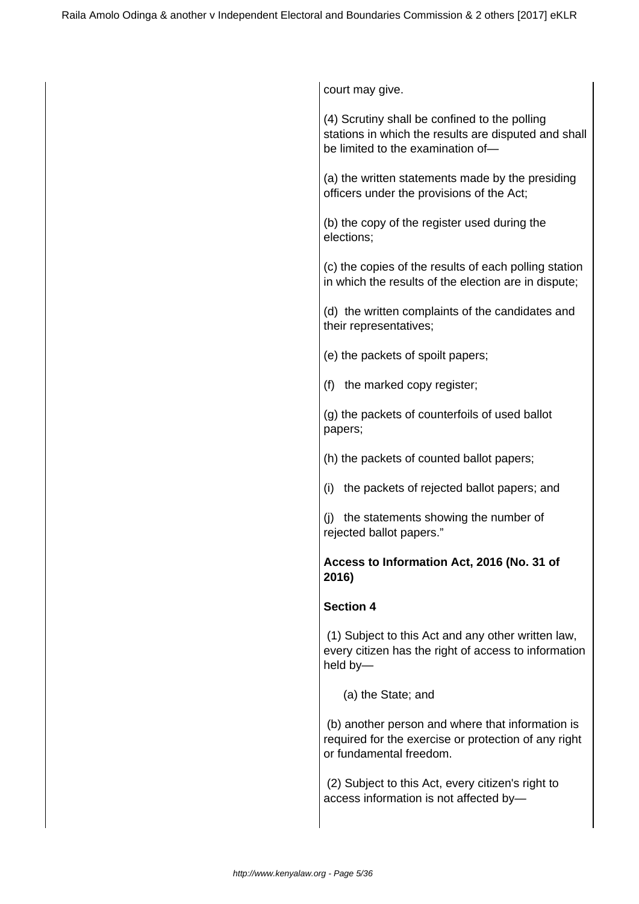court may give.

(4) Scrutiny shall be confined to the polling stations in which the results are disputed and shall be limited to the examination of—

(a) the written statements made by the presiding officers under the provisions of the Act;

(b) the copy of the register used during the elections;

(c) the copies of the results of each polling station in which the results of the election are in dispute;

(d) the written complaints of the candidates and their representatives;

(e) the packets of spoilt papers;

(f) the marked copy register;

(g) the packets of counterfoils of used ballot papers;

(h) the packets of counted ballot papers;

(i) the packets of rejected ballot papers; and

(j) the statements showing the number of rejected ballot papers."

**Access to Information Act, 2016 (No. 31 of 2016)**

**Section 4**

(1) Subject to this Act and any other written law, every citizen has the right of access to information held by—

(a) the State; and

(b) another person and where that information is required for the exercise or protection of any right or fundamental freedom.

(2) Subject to this Act, every citizen's right to access information is not affected by—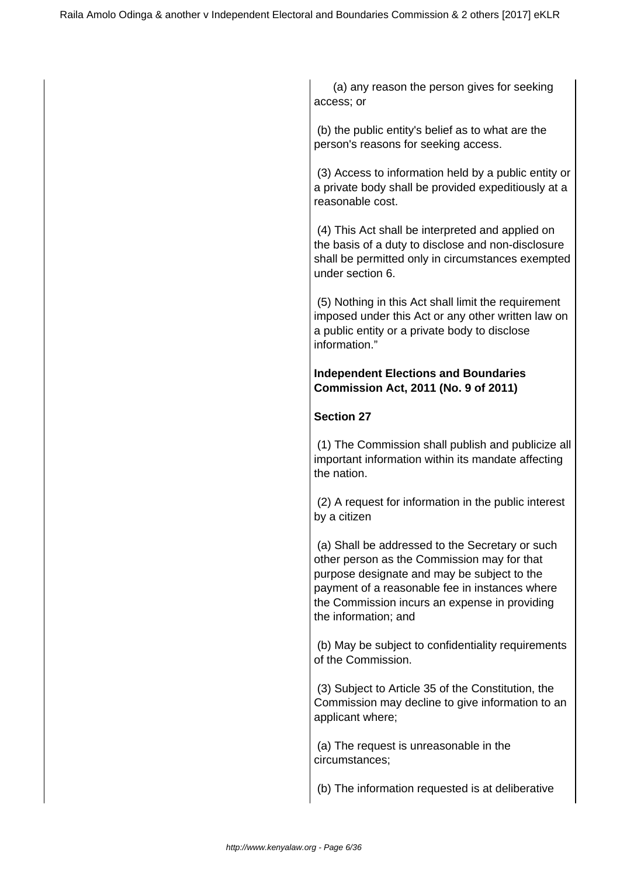(a) any reason the person gives for seeking access; or

(b) the public entity's belief as to what are the person's reasons for seeking access.

(3) Access to information held by a public entity or a private body shall be provided expeditiously at a reasonable cost.

(4) This Act shall be interpreted and applied on the basis of a duty to disclose and non-disclosure shall be permitted only in circumstances exempted under section 6.

(5) Nothing in this Act shall limit the requirement imposed under this Act or any other written law on a public entity or a private body to disclose information."

**Independent Elections and Boundaries Commission Act, 2011 (No. 9 of 2011)**

**Section 27**

(1) The Commission shall publish and publicize all important information within its mandate affecting the nation.

(2) A request for information in the public interest by a citizen

(a) Shall be addressed to the Secretary or such other person as the Commission may for that purpose designate and may be subject to the payment of a reasonable fee in instances where the Commission incurs an expense in providing the information; and

(b) May be subject to confidentiality requirements of the Commission.

(3) Subject to Article 35 of the Constitution, the Commission may decline to give information to an applicant where;

(a) The request is unreasonable in the circumstances;

(b) The information requested is at deliberative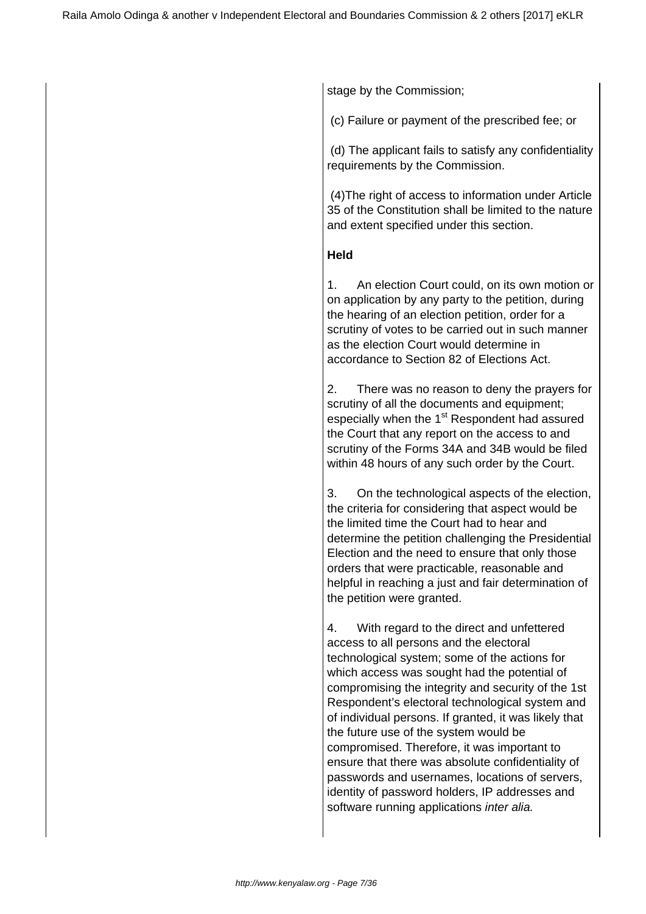stage by the Commission;

(c) Failure or payment of the prescribed fee; or

(d) The applicant fails to satisfy any confidentiality requirements by the Commission.

(4)The right of access to information under Article 35 of the Constitution shall be limited to the nature and extent specified under this section.

**Held**

1. An election Court could, on its own motion or on application by any party to the petition, during the hearing of an election petition, order for a scrutiny of votes to be carried out in such manner as the election Court would determine in accordance to Section 82 of Elections Act.

2. There was no reason to deny the prayers for scrutiny of all the documents and equipment; especially when the 1st Respondent had assured the Court that any report on the access to and scrutiny of the Forms 34A and 34B would be filed within 48 hours of any such order by the Court.

3. On the technological aspects of the election, the criteria for considering that aspect would be the limited time the Court had to hear and determine the petition challenging the Presidential Election and the need to ensure that only those orders that were practicable, reasonable and helpful in reaching a just and fair determination of the petition were granted.

4. With regard to the direct and unfettered access to all persons and the electoral technological system; some of the actions for which access was sought had the potential of compromising the integrity and security of the 1st Respondent's electoral technological system and of individual persons. If granted, it was likely that the future use of the system would be compromised. Therefore, it was important to ensure that there was absolute confidentiality of passwords and usernames, locations of servers, identity of password holders, IP addresses and software running applications *inter alia.*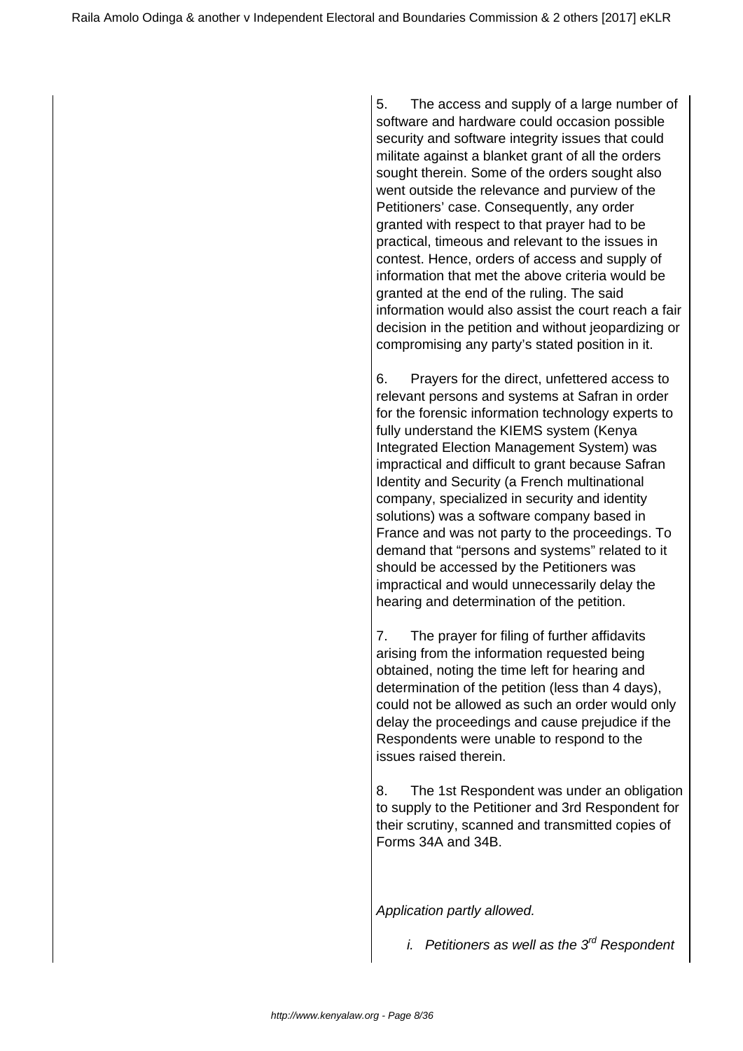5. The access and supply of a large number of software and hardware could occasion possible security and software integrity issues that could militate against a blanket grant of all the orders sought therein. Some of the orders sought also went outside the relevance and purview of the Petitioners' case. Consequently, any order granted with respect to that prayer had to be practical, timeous and relevant to the issues in contest. Hence, orders of access and supply of information that met the above criteria would be granted at the end of the ruling. The said information would also assist the court reach a fair decision in the petition and without jeopardizing or compromising any party's stated position in it.

6. Prayers for the direct, unfettered access to relevant persons and systems at Safran in order for the forensic information technology experts to fully understand the KIEMS system (Kenya Integrated Election Management System) was impractical and difficult to grant because Safran Identity and Security (a French multinational company, specialized in security and identity solutions) was a software company based in France and was not party to the proceedings. To demand that "persons and systems" related to it should be accessed by the Petitioners was impractical and would unnecessarily delay the hearing and determination of the petition.

7. The prayer for filing of further affidavits arising from the information requested being obtained, noting the time left for hearing and determination of the petition (less than 4 days), could not be allowed as such an order would only delay the proceedings and cause prejudice if the Respondents were unable to respond to the issues raised therein.

8. The 1st Respondent was under an obligation to supply to the Petitioner and 3rd Respondent for their scrutiny, scanned and transmitted copies of Forms 34A and 34B.

*Application partly allowed.*

*i. Petitioners as well as the 3rd Respondent*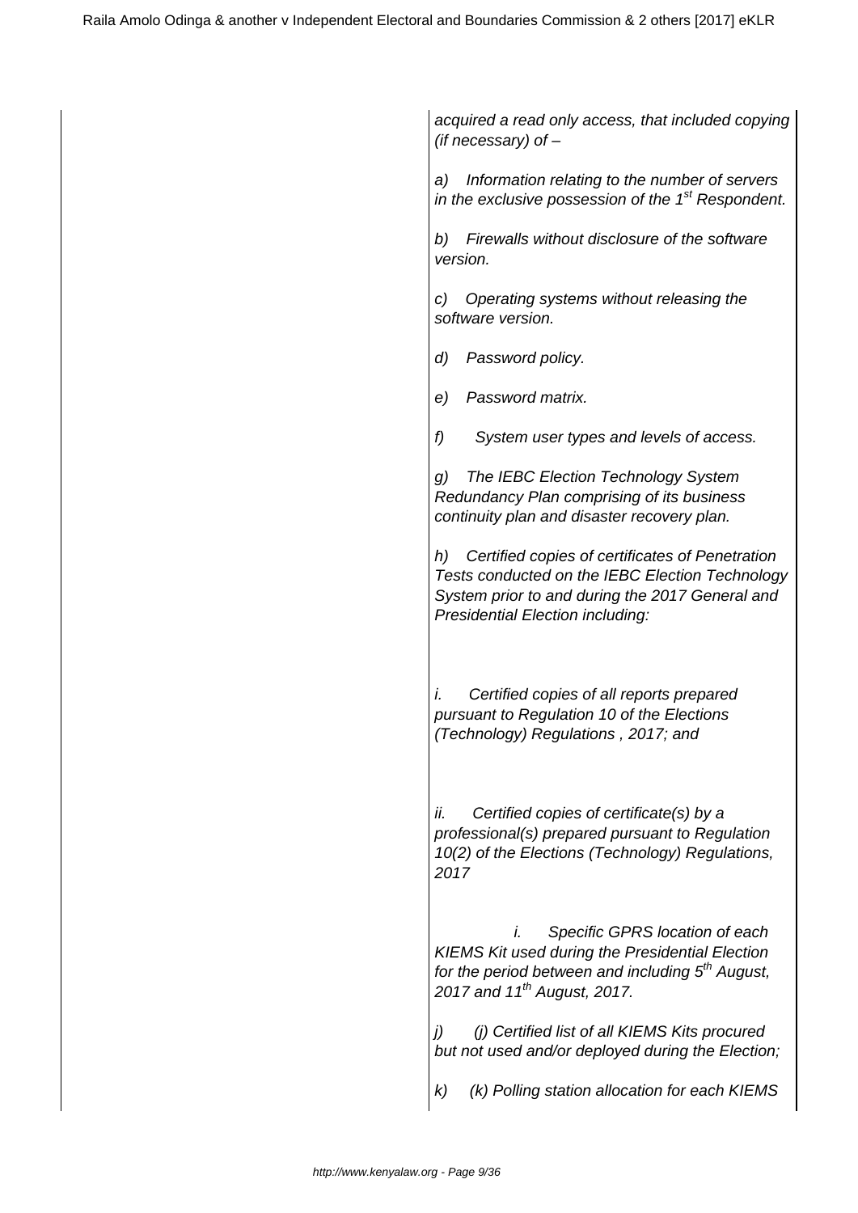*acquired a read only access, that included copying (if necessary) of –*

*a) Information relating to the number of servers in the exclusive possession of the 1st Respondent.*

*b) Firewalls without disclosure of the software version.*

*c) Operating systems without releasing the software version.*

*d) Password policy.*

*e) Password matrix.*

*f) System user types and levels of access.*

*g) The IEBC Election Technology System Redundancy Plan comprising of its business continuity plan and disaster recovery plan.*

*h) Certified copies of certificates of Penetration Tests conducted on the IEBC Election Technology System prior to and during the 2017 General and Presidential Election including:*

*i. Certified copies of all reports prepared pursuant to Regulation 10 of the Elections (Technology) Regulations , 2017; and*

*ii. Certified copies of certificate(s) by a professional(s) prepared pursuant to Regulation 10(2) of the Elections (Technology) Regulations, 2017*

*i. Specific GPRS location of each KIEMS Kit used during the Presidential Election for the period between and including 5th August, 2017 and 11th August, 2017.*

*j) (j) Certified list of all KIEMS Kits procured but not used and/or deployed during the Election;*

*k) (k) Polling station allocation for each KIEMS*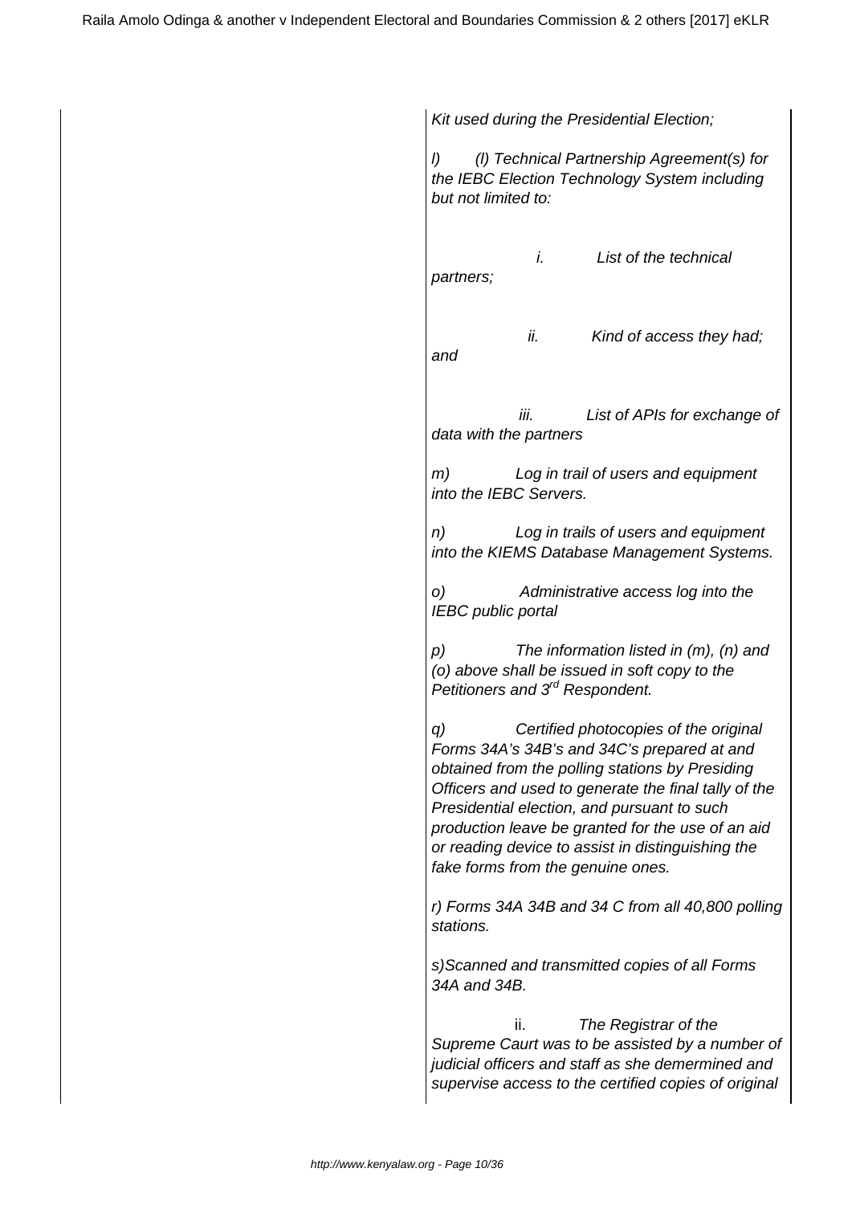*Kit used during the Presidential Election;*

*l) (l) Technical Partnership Agreement(s) for the IEBC Election Technology System including but not limited to:*

*i. List of the technical partners;*

*ii. Kind of access they had; and*

*iii. List of APIs for exchange of data with the partners*

*m) Log in trail of users and equipment into the IEBC Servers.*

*n) Log in trails of users and equipment into the KIEMS Database Management Systems.*

*o) Administrative access log into the IEBC public portal*

*p) The information listed in (m), (n) and (o) above shall be issued in soft copy to the Petitioners and 3rd Respondent.*

*q) Certified photocopies of the original Forms 34A's 34B's and 34C's prepared at and obtained from the polling stations by Presiding Officers and used to generate the final tally of the Presidential election, and pursuant to such production leave be granted for the use of an aid or reading device to assist in distinguishing the fake forms from the genuine ones.*

*r) Forms 34A 34B and 34 C from all 40,800 polling stations.*

*s)Scanned and transmitted copies of all Forms 34A and 34B.*

ii. *The Registrar of the Supreme Caurt was to be assisted by a number of judicial officers and staff as she demermined and supervise access to the certified copies of original*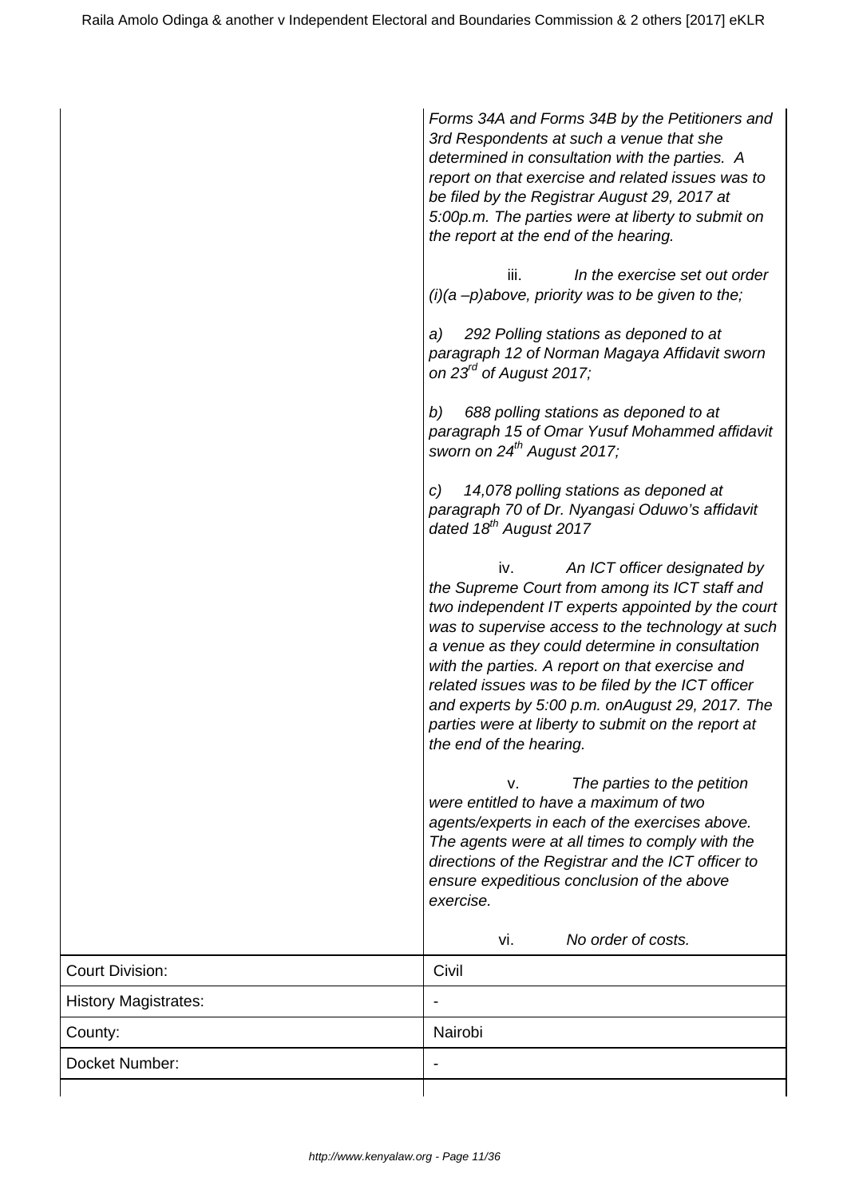| | |
|---|---|
| | *Forms 34A and Forms 34B by the Petitioners and 3rd Respondents at such a venue that she determined in consultation with the parties. A report on that exercise and related issues was to be filed by the Registrar August 29, 2017 at 5:00p.m. The parties were at liberty to submit on the report at the end of the hearing.*<br><br>iii. *In the exercise set out order (i)(a –p)above, priority was to be given to the;*<br><br>*a) 292 Polling stations as deponed to at paragraph 12 of Norman Magaya Affidavit sworn on 23rd of August 2017;*<br><br>*b) 688 polling stations as deponed to at paragraph 15 of Omar Yusuf Mohammed affidavit sworn on 24th August 2017;*<br><br>*c) 14,078 polling stations as deponed at paragraph 70 of Dr. Nyangasi Oduwo's affidavit dated 18th August 2017*<br><br>iv. *An ICT officer designated by the Supreme Court from among its ICT staff and two independent IT experts appointed by the court was to supervise access to the technology at such a venue as they could determine in consultation with the parties. A report on that exercise and related issues was to be filed by the ICT officer and experts by 5:00 p.m. onAugust 29, 2017. The parties were at liberty to submit on the report at the end of the hearing.*<br><br>v. *The parties to the petition were entitled to have a maximum of two agents/experts in each of the exercises above. The agents were at all times to comply with the directions of the Registrar and the ICT officer to ensure expeditious conclusion of the above exercise.*<br><br>vi. *No order of costs.* |
| Court Division: | Civil |
| History Magistrates: | - |
| County: | Nairobi |
| Docket Number: | - |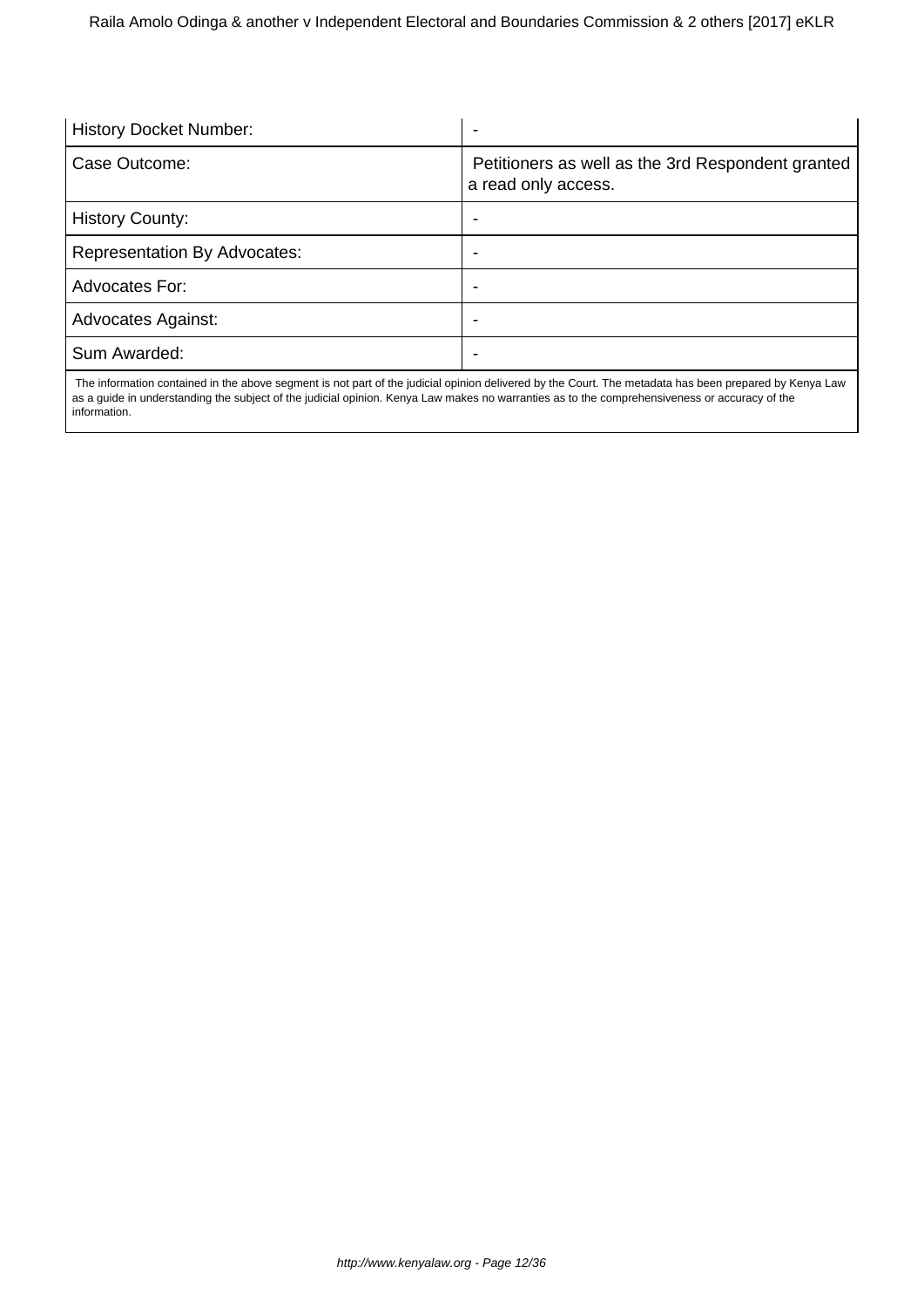| | |
|---|---|
| History Docket Number: | - |
| Case Outcome: | Petitioners as well as the 3rd Respondent granted a read only access. |
| History County: | - |
| Representation By Advocates: | - |
| Advocates For: | - |
| Advocates Against: | - |
| Sum Awarded: | - |

The information contained in the above segment is not part of the judicial opinion delivered by the Court. The metadata has been prepared by Kenya Law as a guide in understanding the subject of the judicial opinion. Kenya Law makes no warranties as to the comprehensiveness or accuracy of the information.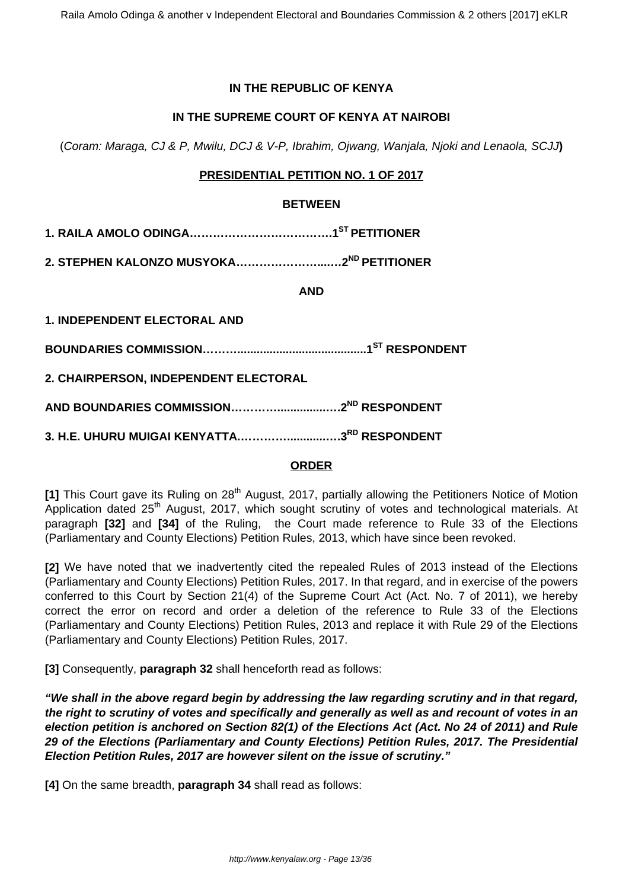**IN THE REPUBLIC OF KENYA**

**IN THE SUPREME COURT OF KENYA AT NAIROBI**

(*Coram: Maraga, CJ & P, Mwilu, DCJ & V-P, Ibrahim, Ojwang, Wanjala, Njoki and Lenaola, SCJJ***)**

**PRESIDENTIAL PETITION NO. 1 OF 2017**

**BETWEEN**

**1. RAILA AMOLO ODINGA……………………………….1ST PETITIONER**

**2. STEPHEN KALONZO MUSYOKA……………………...…2ND PETITIONER**

**AND**

**1. INDEPENDENT ELECTORAL AND**

**BOUNDARIES COMMISSION……….......................................1ST RESPONDENT**

**2. CHAIRPERSON, INDEPENDENT ELECTORAL**

**AND BOUNDARIES COMMISSION…………..............…2ND RESPONDENT**

**3. H.E. UHURU MUIGAI KENYATTA.…………..............…3RD RESPONDENT**

**ORDER**

**[1]** This Court gave its Ruling on 28th August, 2017, partially allowing the Petitioners Notice of Motion Application dated 25th August, 2017, which sought scrutiny of votes and technological materials. At paragraph **[32]** and **[34]** of the Ruling, the Court made reference to Rule 33 of the Elections (Parliamentary and County Elections) Petition Rules, 2013, which have since been revoked.

**[2]** We have noted that we inadvertently cited the repealed Rules of 2013 instead of the Elections (Parliamentary and County Elections) Petition Rules, 2017. In that regard, and in exercise of the powers conferred to this Court by Section 21(4) of the Supreme Court Act (Act. No. 7 of 2011), we hereby correct the error on record and order a deletion of the reference to Rule 33 of the Elections (Parliamentary and County Elections) Petition Rules, 2013 and replace it with Rule 29 of the Elections (Parliamentary and County Elections) Petition Rules, 2017.

**[3]** Consequently, **paragraph 32** shall henceforth read as follows:

***"We shall in the above regard begin by addressing the law regarding scrutiny and in that regard, the right to scrutiny of votes and specifically and generally as well as and recount of votes in an election petition is anchored on Section 82(1) of the Elections Act (Act. No 24 of 2011) and Rule 29 of the Elections (Parliamentary and County Elections) Petition Rules, 2017. The Presidential Election Petition Rules, 2017 are however silent on the issue of scrutiny."***

**[4]** On the same breadth, **paragraph 34** shall read as follows: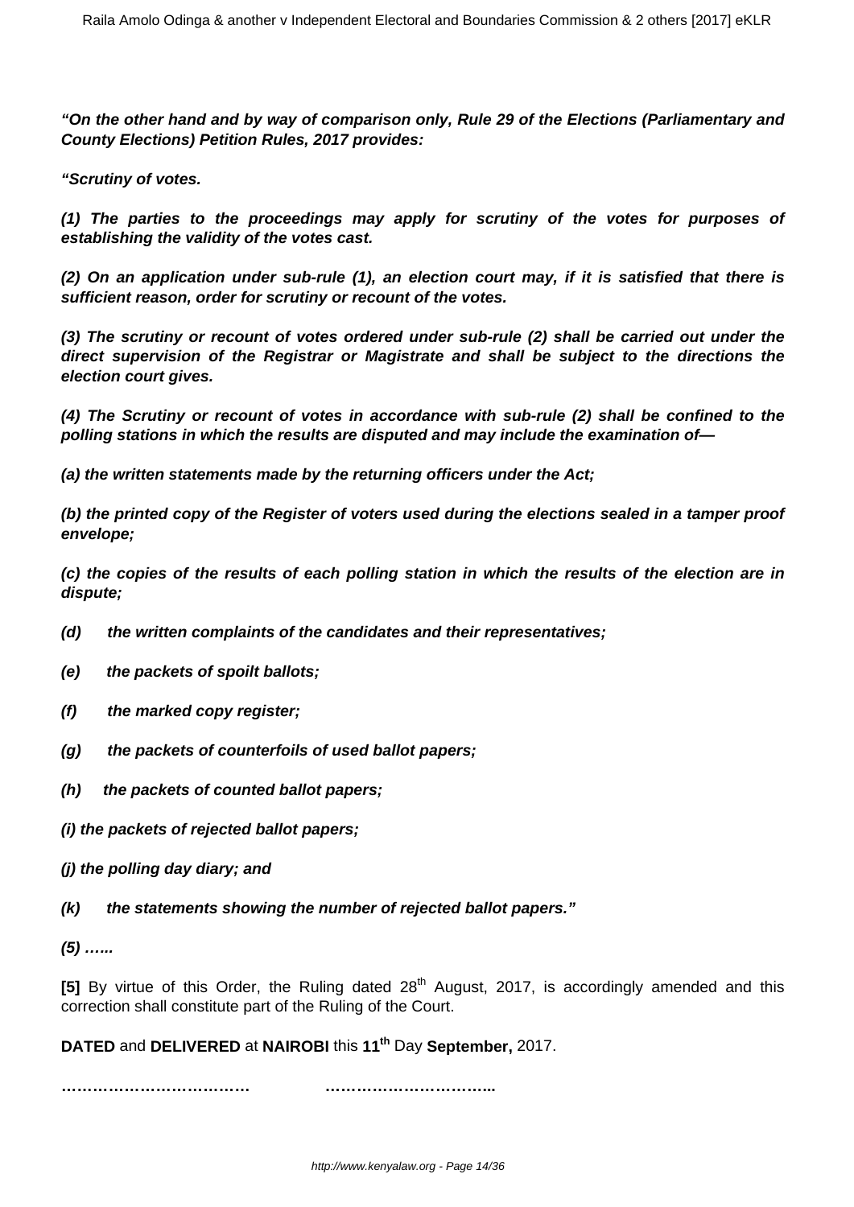***"On the other hand and by way of comparison only, Rule 29 of the Elections (Parliamentary and County Elections) Petition Rules, 2017 provides:***

***"Scrutiny of votes.***

***(1) The parties to the proceedings may apply for scrutiny of the votes for purposes of establishing the validity of the votes cast.***

***(2) On an application under sub-rule (1), an election court may, if it is satisfied that there is sufficient reason, order for scrutiny or recount of the votes.***

***(3) The scrutiny or recount of votes ordered under sub-rule (2) shall be carried out under the direct supervision of the Registrar or Magistrate and shall be subject to the directions the election court gives.***

***(4) The Scrutiny or recount of votes in accordance with sub-rule (2) shall be confined to the polling stations in which the results are disputed and may include the examination of—***

***(a) the written statements made by the returning officers under the Act;***

***(b) the printed copy of the Register of voters used during the elections sealed in a tamper proof envelope;***

***(c) the copies of the results of each polling station in which the results of the election are in dispute;***

***(d) the written complaints of the candidates and their representatives;***

***(e) the packets of spoilt ballots;***

***(f) the marked copy register;***

***(g) the packets of counterfoils of used ballot papers;***

***(h) the packets of counted ballot papers;***

***(i) the packets of rejected ballot papers;***

***(j) the polling day diary; and***

***(k) the statements showing the number of rejected ballot papers."***

***(5) …...***

**[5]** By virtue of this Order, the Ruling dated 28th August, 2017, is accordingly amended and this correction shall constitute part of the Ruling of the Court.

**DATED** and **DELIVERED** at **NAIROBI** this **11th** Day **September,** 2017.

………………………………  …………………………..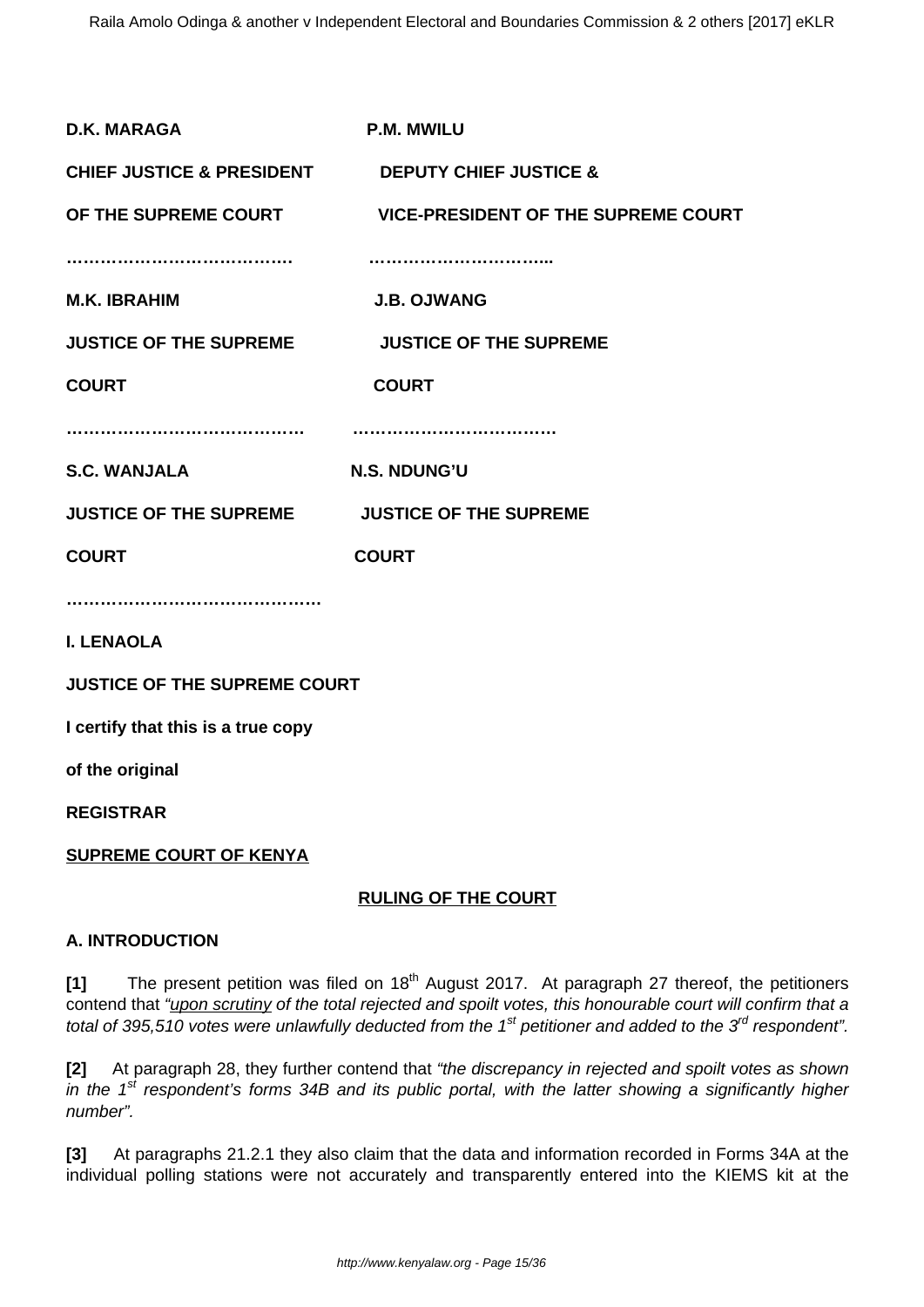**D.K. MARAGA** **P.M. MWILU**

**CHIEF JUSTICE & PRESIDENT OF THE SUPREME COURT** **DEPUTY CHIEF JUSTICE & VICE-PRESIDENT OF THE SUPREME COURT**

…………………………………  …………………………...

**M.K. IBRAHIM** **J.B. OJWANG**

**JUSTICE OF THE SUPREME COURT** **JUSTICE OF THE SUPREME COURT**

……………………………………  ……………………………

**S.C. WANJALA** **N.S. NDUNG'U**

**JUSTICE OF THE SUPREME COURT** **JUSTICE OF THE SUPREME COURT**

………………………………………

**I. LENAOLA**

**JUSTICE OF THE SUPREME COURT**

**I certify that this is a true copy**

**of the original**

**REGISTRAR**

**SUPREME COURT OF KENYA**

**RULING OF THE COURT**

**A. INTRODUCTION**

**[1]** The present petition was filed on 18th August 2017. At paragraph 27 thereof, the petitioners contend that *"upon scrutiny of the total rejected and spoilt votes, this honourable court will confirm that a total of 395,510 votes were unlawfully deducted from the 1st petitioner and added to the 3rd respondent".*

**[2]** At paragraph 28, they further contend that *"the discrepancy in rejected and spoilt votes as shown in the 1st respondent's forms 34B and its public portal, with the latter showing a significantly higher number".*

**[3]** At paragraphs 21.2.1 they also claim that the data and information recorded in Forms 34A at the individual polling stations were not accurately and transparently entered into the KIEMS kit at the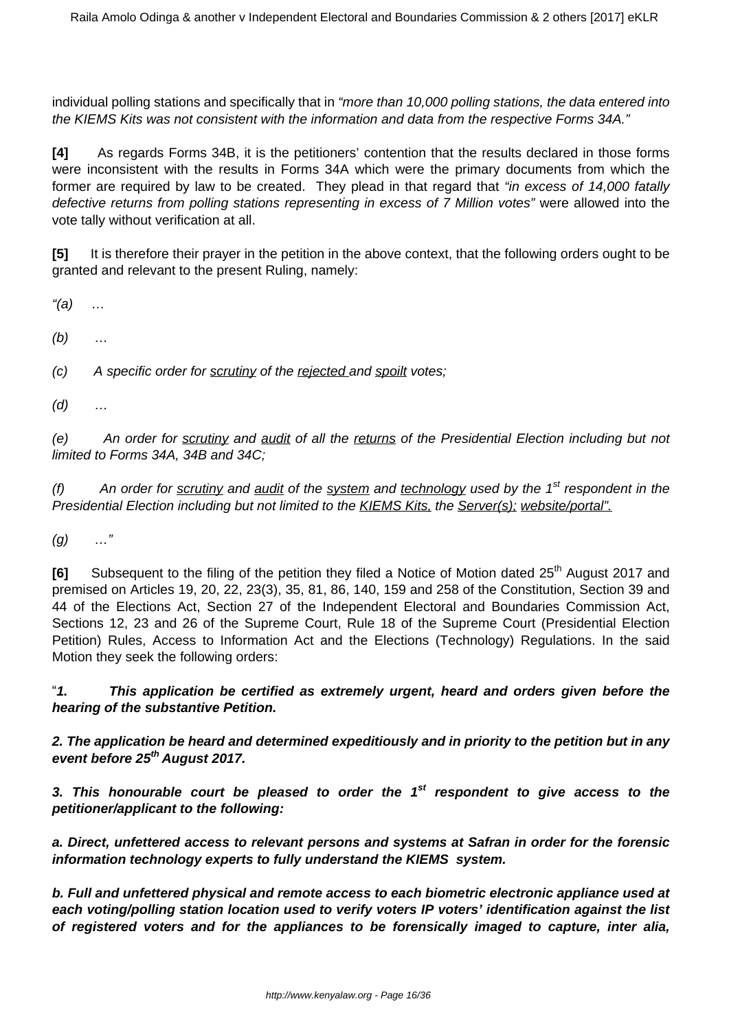individual polling stations and specifically that in *"more than 10,000 polling stations, the data entered into the KIEMS Kits was not consistent with the information and data from the respective Forms 34A."*

**[4]** As regards Forms 34B, it is the petitioners' contention that the results declared in those forms were inconsistent with the results in Forms 34A which were the primary documents from which the former are required by law to be created. They plead in that regard that *"in excess of 14,000 fatally defective returns from polling stations representing in excess of 7 Million votes"* were allowed into the vote tally without verification at all.

**[5]** It is therefore their prayer in the petition in the above context, that the following orders ought to be granted and relevant to the present Ruling, namely:

*"(a) …*

*(b) …*

*(c) A specific order for <u>scrutiny</u> of the <u>rejected</u> and <u>spoilt</u> votes;*

*(d) …*

*(e) An order for <u>scrutiny</u> and <u>audit</u> of all the <u>returns</u> of the Presidential Election including but not limited to Forms 34A, 34B and 34C;*

*(f) An order for <u>scrutiny</u> and <u>audit</u> of the <u>system</u> and <u>technology</u> used by the 1st respondent in the Presidential Election including but not limited to the <u>KIEMS Kits,</u> the <u>Server(s);</u> <u>website/portal"</u>.*

*(g) …"*

**[6]** Subsequent to the filing of the petition they filed a Notice of Motion dated 25th August 2017 and premised on Articles 19, 20, 22, 23(3), 35, 81, 86, 140, 159 and 258 of the Constitution, Section 39 and 44 of the Elections Act, Section 27 of the Independent Electoral and Boundaries Commission Act, Sections 12, 23 and 26 of the Supreme Court, Rule 18 of the Supreme Court (Presidential Election Petition) Rules, Access to Information Act and the Elections (Technology) Regulations. In the said Motion they seek the following orders:

"***1. This application be certified as extremely urgent, heard and orders given before the hearing of the substantive Petition.***

***2. The application be heard and determined expeditiously and in priority to the petition but in any event before 25th August 2017.***

***3. This honourable court be pleased to order the 1st respondent to give access to the petitioner/applicant to the following:***

***a. Direct, unfettered access to relevant persons and systems at Safran in order for the forensic information technology experts to fully understand the KIEMS system.***

***b. Full and unfettered physical and remote access to each biometric electronic appliance used at each voting/polling station location used to verify voters IP voters' identification against the list of registered voters and for the appliances to be forensically imaged to capture, inter alia,***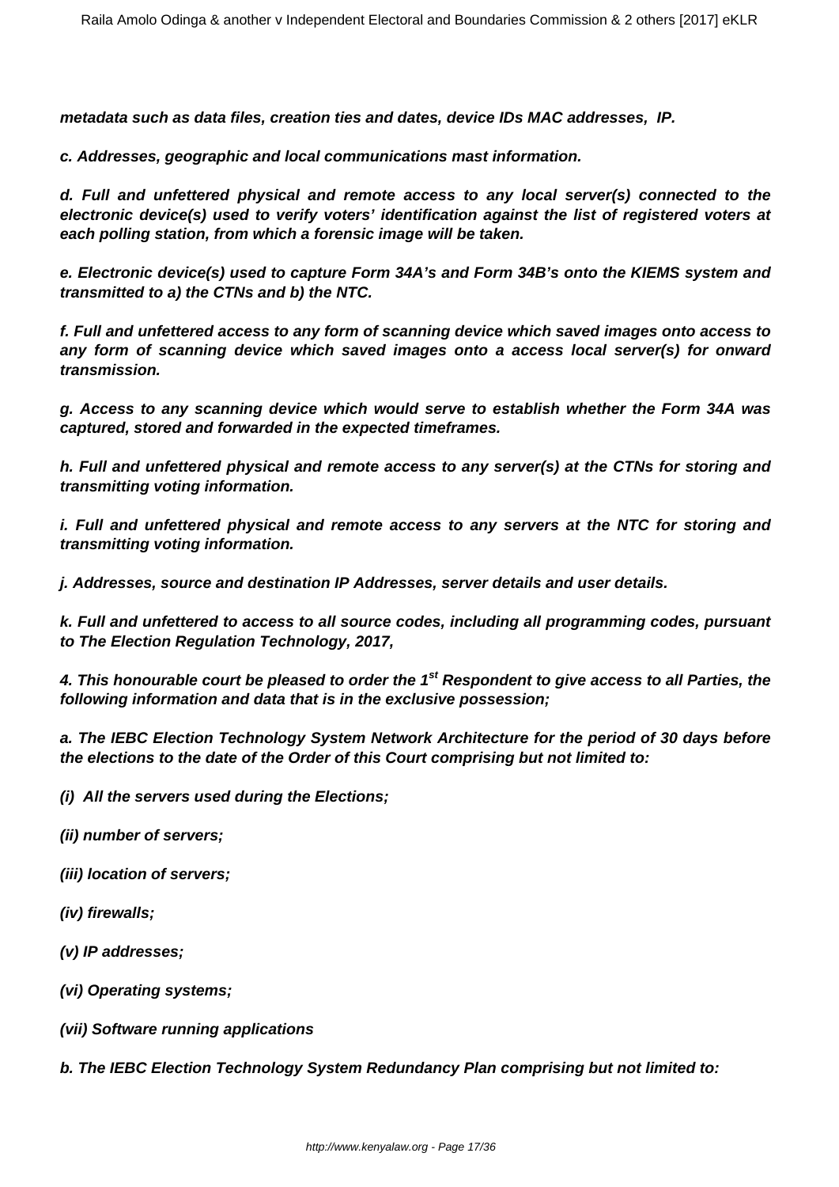***metadata such as data files, creation ties and dates, device IDs MAC addresses, IP.***

***c. Addresses, geographic and local communications mast information.***

***d. Full and unfettered physical and remote access to any local server(s) connected to the electronic device(s) used to verify voters' identification against the list of registered voters at each polling station, from which a forensic image will be taken.***

***e. Electronic device(s) used to capture Form 34A's and Form 34B's onto the KIEMS system and transmitted to a) the CTNs and b) the NTC.***

***f. Full and unfettered access to any form of scanning device which saved images onto access to any form of scanning device which saved images onto a access local server(s) for onward transmission.***

***g. Access to any scanning device which would serve to establish whether the Form 34A was captured, stored and forwarded in the expected timeframes.***

***h. Full and unfettered physical and remote access to any server(s) at the CTNs for storing and transmitting voting information.***

***i. Full and unfettered physical and remote access to any servers at the NTC for storing and transmitting voting information.***

***j. Addresses, source and destination IP Addresses, server details and user details.***

***k. Full and unfettered to access to all source codes, including all programming codes, pursuant to The Election Regulation Technology, 2017,***

***4. This honourable court be pleased to order the 1st Respondent to give access to all Parties, the following information and data that is in the exclusive possession;***

***a. The IEBC Election Technology System Network Architecture for the period of 30 days before the elections to the date of the Order of this Court comprising but not limited to:***

***(i) All the servers used during the Elections;***

***(ii) number of servers;***

***(iii) location of servers;***

***(iv) firewalls;***

***(v) IP addresses;***

***(vi) Operating systems;***

***(vii) Software running applications***

***b. The IEBC Election Technology System Redundancy Plan comprising but not limited to:***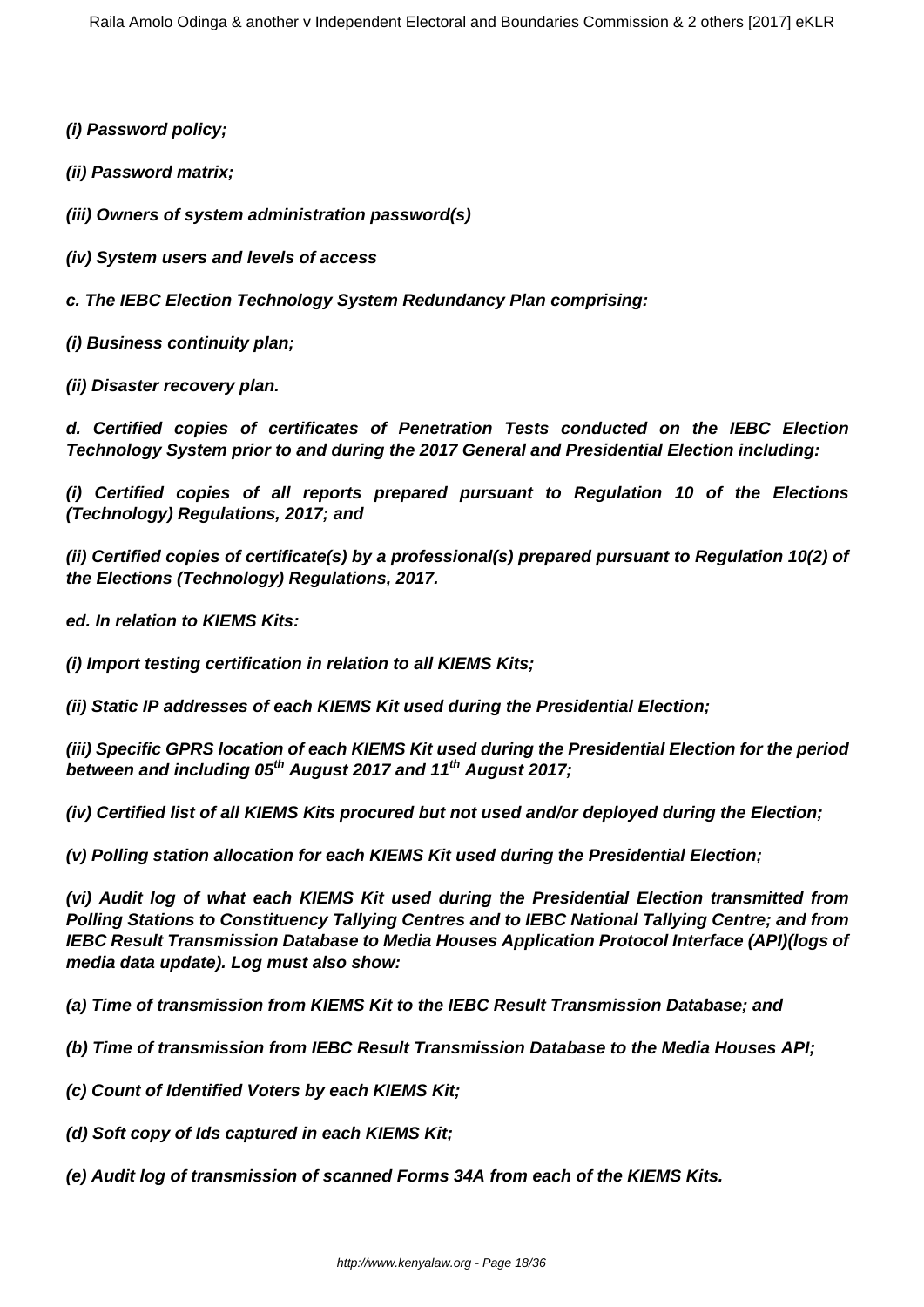**(i) Password policy;**

**(ii) Password matrix;**

**(iii) Owners of system administration password(s)**

**(iv) System users and levels of access**

**c. The IEBC Election Technology System Redundancy Plan comprising:**

**(i) Business continuity plan;**

**(ii) Disaster recovery plan.**

**d. Certified copies of certificates of Penetration Tests conducted on the IEBC Election Technology System prior to and during the 2017 General and Presidential Election including:**

**(i) Certified copies of all reports prepared pursuant to Regulation 10 of the Elections (Technology) Regulations, 2017; and**

**(ii) Certified copies of certificate(s) by a professional(s) prepared pursuant to Regulation 10(2) of the Elections (Technology) Regulations, 2017.**

**ed. In relation to KIEMS Kits:**

**(i) Import testing certification in relation to all KIEMS Kits;**

**(ii) Static IP addresses of each KIEMS Kit used during the Presidential Election;**

**(iii) Specific GPRS location of each KIEMS Kit used during the Presidential Election for the period between and including 05th August 2017 and 11th August 2017;**

**(iv) Certified list of all KIEMS Kits procured but not used and/or deployed during the Election;**

**(v) Polling station allocation for each KIEMS Kit used during the Presidential Election;**

**(vi) Audit log of what each KIEMS Kit used during the Presidential Election transmitted from Polling Stations to Constituency Tallying Centres and to IEBC National Tallying Centre; and from IEBC Result Transmission Database to Media Houses Application Protocol Interface (API)(logs of media data update). Log must also show:**

**(a) Time of transmission from KIEMS Kit to the IEBC Result Transmission Database; and**

**(b) Time of transmission from IEBC Result Transmission Database to the Media Houses API;**

**(c) Count of Identified Voters by each KIEMS Kit;**

**(d) Soft copy of Ids captured in each KIEMS Kit;**

**(e) Audit log of transmission of scanned Forms 34A from each of the KIEMS Kits.**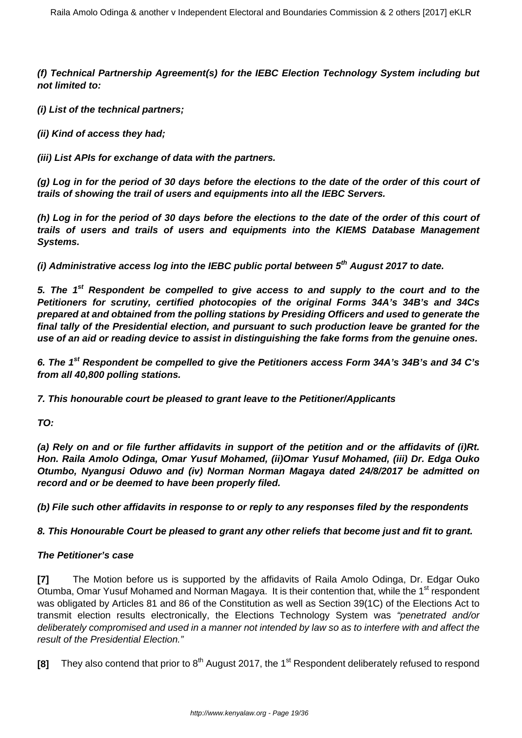**(f) Technical Partnership Agreement(s) for the IEBC Election Technology System including but not limited to:**

**(i) List of the technical partners;**

**(ii) Kind of access they had;**

**(iii) List APIs for exchange of data with the partners.**

**(g) Log in for the period of 30 days before the elections to the date of the order of this court of trails of showing the trail of users and equipments into all the IEBC Servers.**

**(h) Log in for the period of 30 days before the elections to the date of the order of this court of trails of users and trails of users and equipments into the KIEMS Database Management Systems.**

**(i) Administrative access log into the IEBC public portal between 5th August 2017 to date.**

**5. The 1st Respondent be compelled to give access to and supply to the court and to the Petitioners for scrutiny, certified photocopies of the original Forms 34A's 34B's and 34Cs prepared at and obtained from the polling stations by Presiding Officers and used to generate the final tally of the Presidential election, and pursuant to such production leave be granted for the use of an aid or reading device to assist in distinguishing the fake forms from the genuine ones.**

**6. The 1st Respondent be compelled to give the Petitioners access Form 34A's 34B's and 34 C's from all 40,800 polling stations.**

**7. This honourable court be pleased to grant leave to the Petitioner/Applicants**

**TO:**

**(a) Rely on and or file further affidavits in support of the petition and or the affidavits of (i)Rt. Hon. Raila Amolo Odinga, Omar Yusuf Mohamed, (ii)Omar Yusuf Mohamed, (iii) Dr. Edga Ouko Otumbo, Nyangusi Oduwo and (iv) Norman Norman Magaya dated 24/8/2017 be admitted on record and or be deemed to have been properly filed.**

**(b) File such other affidavits in response to or reply to any responses filed by the respondents**

**8. This Honourable Court be pleased to grant any other reliefs that become just and fit to grant.**

**The Petitioner's case**

**[7]** The Motion before us is supported by the affidavits of Raila Amolo Odinga, Dr. Edgar Ouko Otumba, Omar Yusuf Mohamed and Norman Magaya. It is their contention that, while the 1st respondent was obligated by Articles 81 and 86 of the Constitution as well as Section 39(1C) of the Elections Act to transmit election results electronically, the Elections Technology System was *"penetrated and/or deliberately compromised and used in a manner not intended by law so as to interfere with and affect the result of the Presidential Election."*

**[8]** They also contend that prior to 8th August 2017, the 1st Respondent deliberately refused to respond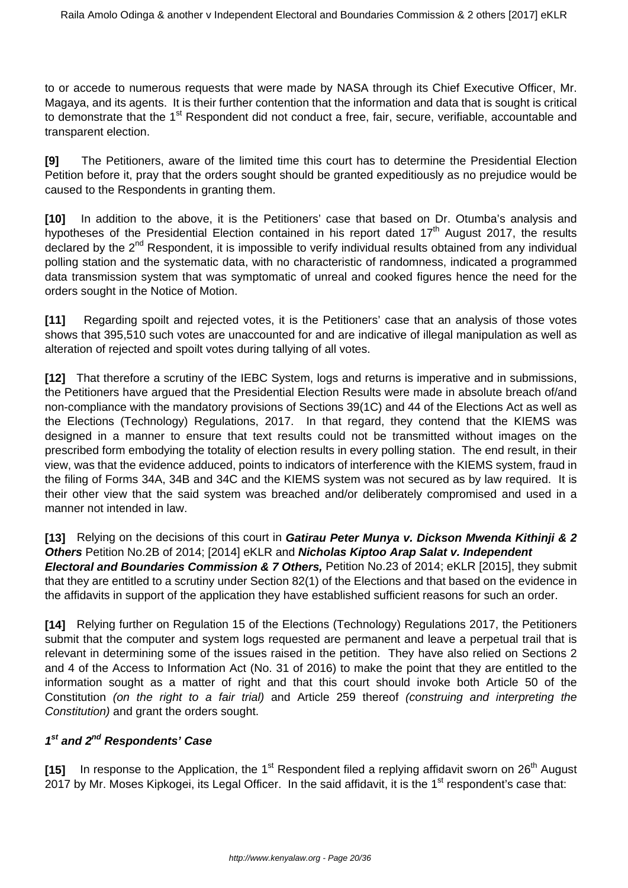to or accede to numerous requests that were made by NASA through its Chief Executive Officer, Mr. Magaya, and its agents. It is their further contention that the information and data that is sought is critical to demonstrate that the 1st Respondent did not conduct a free, fair, secure, verifiable, accountable and transparent election.

**[9]** The Petitioners, aware of the limited time this court has to determine the Presidential Election Petition before it, pray that the orders sought should be granted expeditiously as no prejudice would be caused to the Respondents in granting them.

**[10]** In addition to the above, it is the Petitioners' case that based on Dr. Otumba's analysis and hypotheses of the Presidential Election contained in his report dated 17th August 2017, the results declared by the 2nd Respondent, it is impossible to verify individual results obtained from any individual polling station and the systematic data, with no characteristic of randomness, indicated a programmed data transmission system that was symptomatic of unreal and cooked figures hence the need for the orders sought in the Notice of Motion.

**[11]** Regarding spoilt and rejected votes, it is the Petitioners' case that an analysis of those votes shows that 395,510 such votes are unaccounted for and are indicative of illegal manipulation as well as alteration of rejected and spoilt votes during tallying of all votes.

**[12]** That therefore a scrutiny of the IEBC System, logs and returns is imperative and in submissions, the Petitioners have argued that the Presidential Election Results were made in absolute breach of/and non-compliance with the mandatory provisions of Sections 39(1C) and 44 of the Elections Act as well as the Elections (Technology) Regulations, 2017. In that regard, they contend that the KIEMS was designed in a manner to ensure that text results could not be transmitted without images on the prescribed form embodying the totality of election results in every polling station. The end result, in their view, was that the evidence adduced, points to indicators of interference with the KIEMS system, fraud in the filing of Forms 34A, 34B and 34C and the KIEMS system was not secured as by law required. It is their other view that the said system was breached and/or deliberately compromised and used in a manner not intended in law.

**[13]** Relying on the decisions of this court in ***Gatirau Peter Munya v. Dickson Mwenda Kithinji & 2 Others*** Petition No.2B of 2014; [2014] eKLR and ***Nicholas Kiptoo Arap Salat v. Independent Electoral and Boundaries Commission & 7 Others,*** Petition No.23 of 2014; eKLR [2015], they submit that they are entitled to a scrutiny under Section 82(1) of the Elections and that based on the evidence in the affidavits in support of the application they have established sufficient reasons for such an order.

**[14]** Relying further on Regulation 15 of the Elections (Technology) Regulations 2017, the Petitioners submit that the computer and system logs requested are permanent and leave a perpetual trail that is relevant in determining some of the issues raised in the petition. They have also relied on Sections 2 and 4 of the Access to Information Act (No. 31 of 2016) to make the point that they are entitled to the information sought as a matter of right and that this court should invoke both Article 50 of the Constitution *(on the right to a fair trial)* and Article 259 thereof *(construing and interpreting the Constitution)* and grant the orders sought.

### ***1st and 2nd Respondents' Case***

**[15]** In response to the Application, the 1st Respondent filed a replying affidavit sworn on 26th August 2017 by Mr. Moses Kipkogei, its Legal Officer. In the said affidavit, it is the 1st respondent's case that: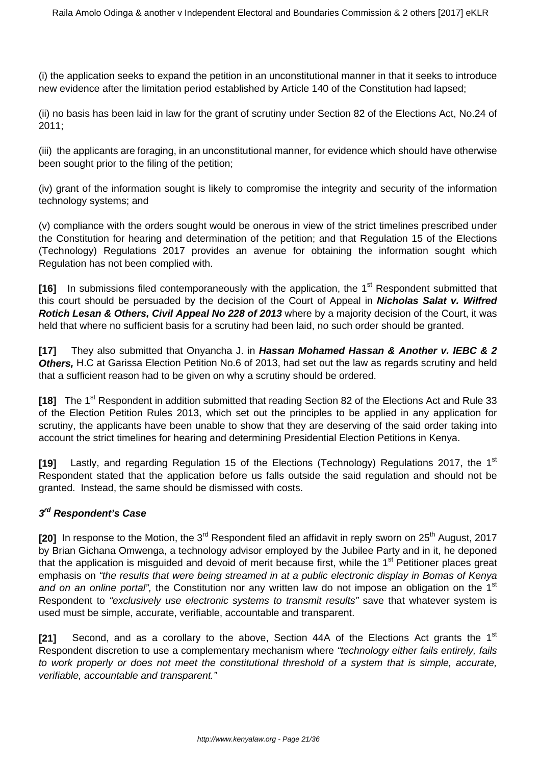(i) the application seeks to expand the petition in an unconstitutional manner in that it seeks to introduce new evidence after the limitation period established by Article 140 of the Constitution had lapsed;

(ii) no basis has been laid in law for the grant of scrutiny under Section 82 of the Elections Act, No.24 of 2011;

(iii) the applicants are foraging, in an unconstitutional manner, for evidence which should have otherwise been sought prior to the filing of the petition;

(iv) grant of the information sought is likely to compromise the integrity and security of the information technology systems; and

(v) compliance with the orders sought would be onerous in view of the strict timelines prescribed under the Constitution for hearing and determination of the petition; and that Regulation 15 of the Elections (Technology) Regulations 2017 provides an avenue for obtaining the information sought which Regulation has not been complied with.

**[16]** In submissions filed contemporaneously with the application, the 1st Respondent submitted that this court should be persuaded by the decision of the Court of Appeal in ***Nicholas Salat v. Wilfred Rotich Lesan & Others, Civil Appeal No 228 of 2013*** where by a majority decision of the Court, it was held that where no sufficient basis for a scrutiny had been laid, no such order should be granted.

**[17]** They also submitted that Onyancha J. in ***Hassan Mohamed Hassan & Another v. IEBC & 2 Others,*** H.C at Garissa Election Petition No.6 of 2013, had set out the law as regards scrutiny and held that a sufficient reason had to be given on why a scrutiny should be ordered.

**[18]** The 1st Respondent in addition submitted that reading Section 82 of the Elections Act and Rule 33 of the Election Petition Rules 2013, which set out the principles to be applied in any application for scrutiny, the applicants have been unable to show that they are deserving of the said order taking into account the strict timelines for hearing and determining Presidential Election Petitions in Kenya.

**[19]** Lastly, and regarding Regulation 15 of the Elections (Technology) Regulations 2017, the 1st Respondent stated that the application before us falls outside the said regulation and should not be granted. Instead, the same should be dismissed with costs.

***3rd Respondent's Case***

**[20]** In response to the Motion, the 3rd Respondent filed an affidavit in reply sworn on 25th August, 2017 by Brian Gichana Omwenga, a technology advisor employed by the Jubilee Party and in it, he deponed that the application is misguided and devoid of merit because first, while the 1st Petitioner places great emphasis on *"the results that were being streamed in at a public electronic display in Bomas of Kenya and on an online portal",* the Constitution nor any written law do not impose an obligation on the 1st Respondent to *"exclusively use electronic systems to transmit results"* save that whatever system is used must be simple, accurate, verifiable, accountable and transparent.

**[21]** Second, and as a corollary to the above, Section 44A of the Elections Act grants the 1st Respondent discretion to use a complementary mechanism where *"technology either fails entirely, fails to work properly or does not meet the constitutional threshold of a system that is simple, accurate, verifiable, accountable and transparent."*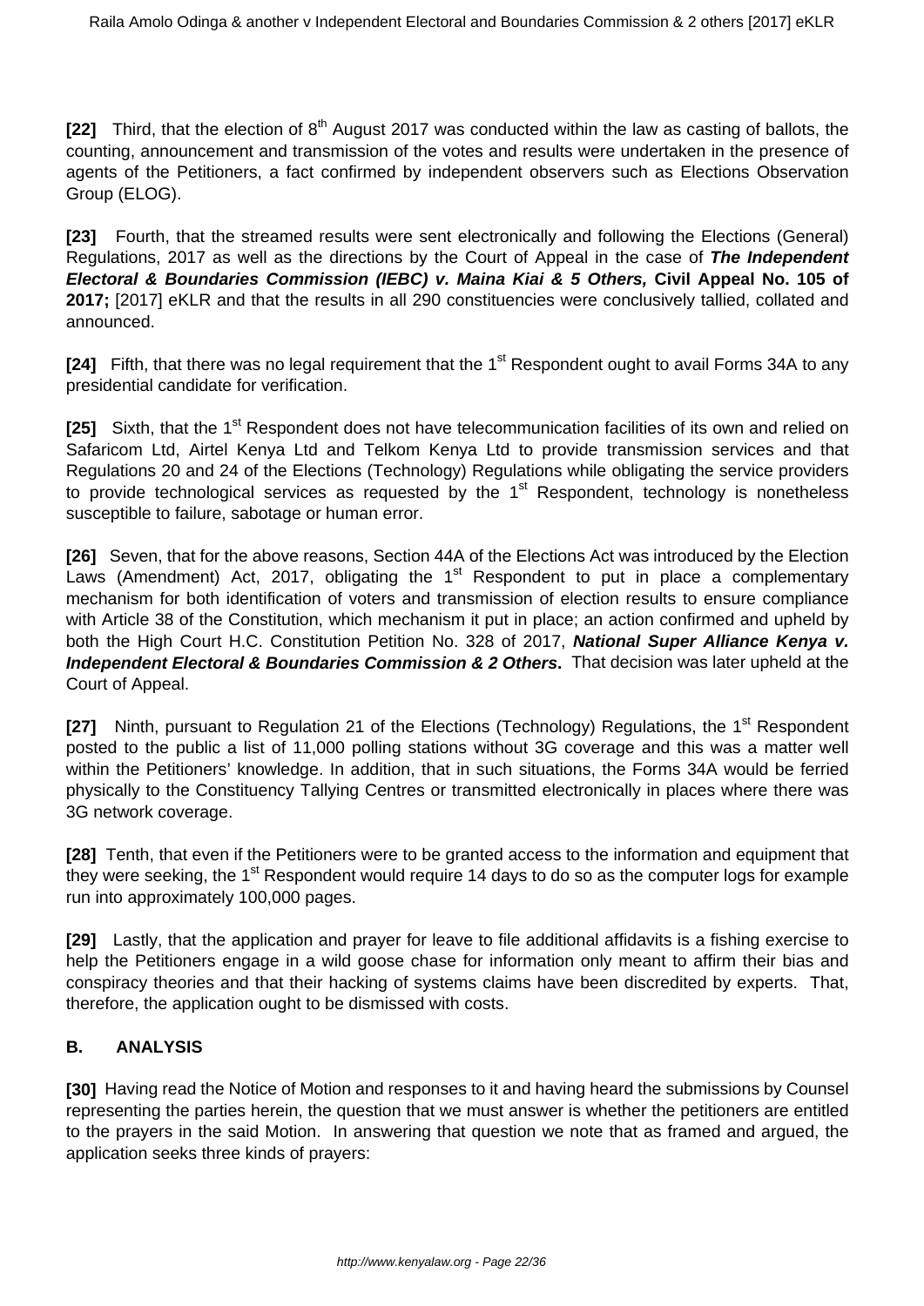**[22]** Third, that the election of 8th August 2017 was conducted within the law as casting of ballots, the counting, announcement and transmission of the votes and results were undertaken in the presence of agents of the Petitioners, a fact confirmed by independent observers such as Elections Observation Group (ELOG).

**[23]** Fourth, that the streamed results were sent electronically and following the Elections (General) Regulations, 2017 as well as the directions by the Court of Appeal in the case of ***The Independent Electoral & Boundaries Commission (IEBC) v. Maina Kiai & 5 Others,*** **Civil Appeal No. 105 of 2017;** [2017] eKLR and that the results in all 290 constituencies were conclusively tallied, collated and announced.

**[24]** Fifth, that there was no legal requirement that the 1st Respondent ought to avail Forms 34A to any presidential candidate for verification.

**[25]** Sixth, that the 1st Respondent does not have telecommunication facilities of its own and relied on Safaricom Ltd, Airtel Kenya Ltd and Telkom Kenya Ltd to provide transmission services and that Regulations 20 and 24 of the Elections (Technology) Regulations while obligating the service providers to provide technological services as requested by the 1st Respondent, technology is nonetheless susceptible to failure, sabotage or human error.

**[26]** Seven, that for the above reasons, Section 44A of the Elections Act was introduced by the Election Laws (Amendment) Act, 2017, obligating the 1st Respondent to put in place a complementary mechanism for both identification of voters and transmission of election results to ensure compliance with Article 38 of the Constitution, which mechanism it put in place; an action confirmed and upheld by both the High Court H.C. Constitution Petition No. 328 of 2017, ***National Super Alliance Kenya v. Independent Electoral & Boundaries Commission & 2 Others.*** That decision was later upheld at the Court of Appeal.

**[27]** Ninth, pursuant to Regulation 21 of the Elections (Technology) Regulations, the 1st Respondent posted to the public a list of 11,000 polling stations without 3G coverage and this was a matter well within the Petitioners' knowledge. In addition, that in such situations, the Forms 34A would be ferried physically to the Constituency Tallying Centres or transmitted electronically in places where there was 3G network coverage.

**[28]** Tenth, that even if the Petitioners were to be granted access to the information and equipment that they were seeking, the 1st Respondent would require 14 days to do so as the computer logs for example run into approximately 100,000 pages.

**[29]** Lastly, that the application and prayer for leave to file additional affidavits is a fishing exercise to help the Petitioners engage in a wild goose chase for information only meant to affirm their bias and conspiracy theories and that their hacking of systems claims have been discredited by experts. That, therefore, the application ought to be dismissed with costs.

## B. ANALYSIS

**[30]** Having read the Notice of Motion and responses to it and having heard the submissions by Counsel representing the parties herein, the question that we must answer is whether the petitioners are entitled to the prayers in the said Motion. In answering that question we note that as framed and argued, the application seeks three kinds of prayers: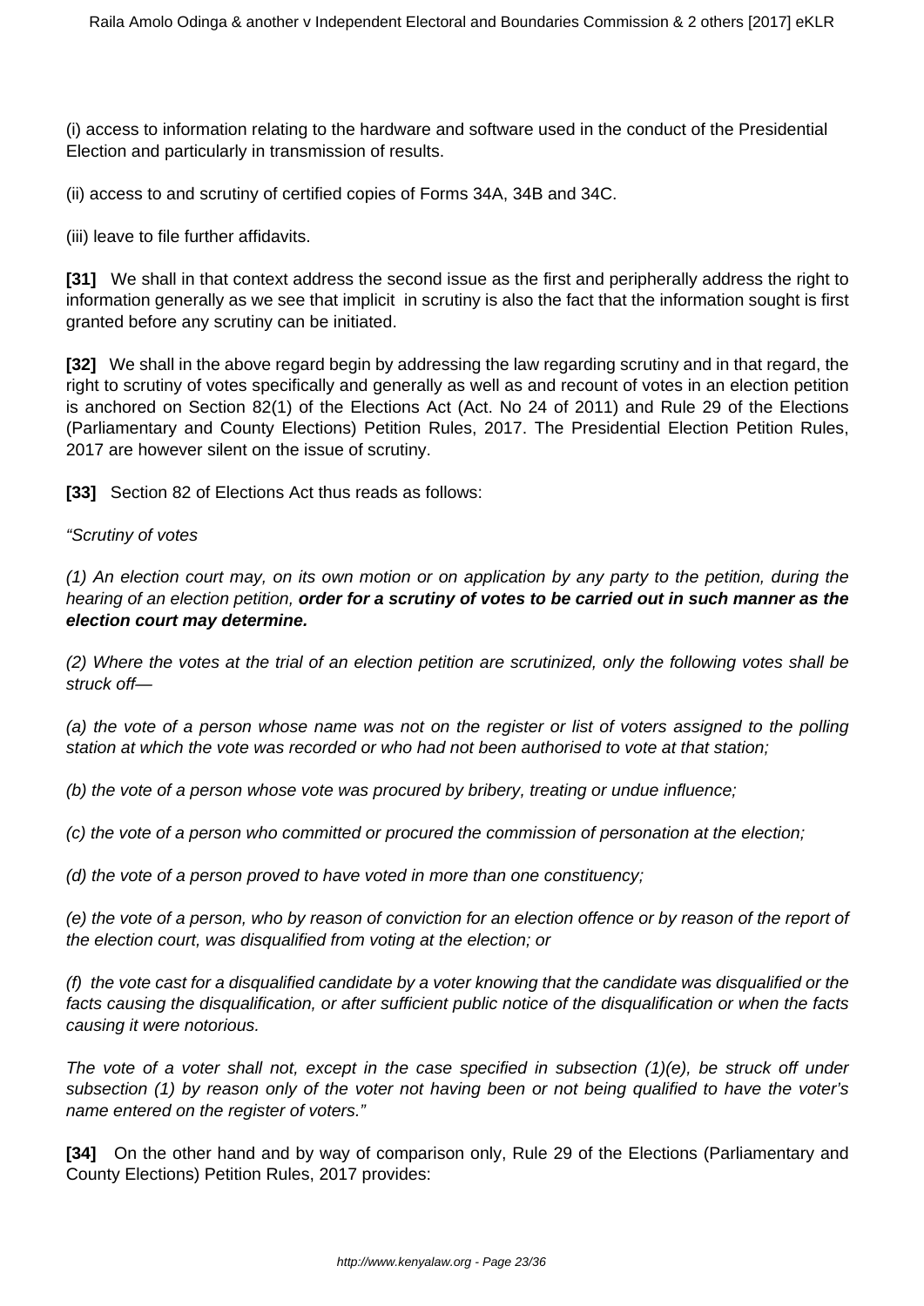(i) access to information relating to the hardware and software used in the conduct of the Presidential Election and particularly in transmission of results.

(ii) access to and scrutiny of certified copies of Forms 34A, 34B and 34C.

(iii) leave to file further affidavits.

**[31]** We shall in that context address the second issue as the first and peripherally address the right to information generally as we see that implicit in scrutiny is also the fact that the information sought is first granted before any scrutiny can be initiated.

**[32]** We shall in the above regard begin by addressing the law regarding scrutiny and in that regard, the right to scrutiny of votes specifically and generally as well as and recount of votes in an election petition is anchored on Section 82(1) of the Elections Act (Act. No 24 of 2011) and Rule 29 of the Elections (Parliamentary and County Elections) Petition Rules, 2017. The Presidential Election Petition Rules, 2017 are however silent on the issue of scrutiny.

**[33]** Section 82 of Elections Act thus reads as follows:

*"Scrutiny of votes*

*(1) An election court may, on its own motion or on application by any party to the petition, during the hearing of an election petition,* ***order for a scrutiny of votes to be carried out in such manner as the election court may determine.***

*(2) Where the votes at the trial of an election petition are scrutinized, only the following votes shall be struck off—*

*(a) the vote of a person whose name was not on the register or list of voters assigned to the polling station at which the vote was recorded or who had not been authorised to vote at that station;*

*(b) the vote of a person whose vote was procured by bribery, treating or undue influence;*

*(c) the vote of a person who committed or procured the commission of personation at the election;*

*(d) the vote of a person proved to have voted in more than one constituency;*

*(e) the vote of a person, who by reason of conviction for an election offence or by reason of the report of the election court, was disqualified from voting at the election; or*

*(f) the vote cast for a disqualified candidate by a voter knowing that the candidate was disqualified or the facts causing the disqualification, or after sufficient public notice of the disqualification or when the facts causing it were notorious.*

*The vote of a voter shall not, except in the case specified in subsection (1)(e), be struck off under subsection (1) by reason only of the voter not having been or not being qualified to have the voter's name entered on the register of voters."*

**[34]** On the other hand and by way of comparison only, Rule 29 of the Elections (Parliamentary and County Elections) Petition Rules, 2017 provides: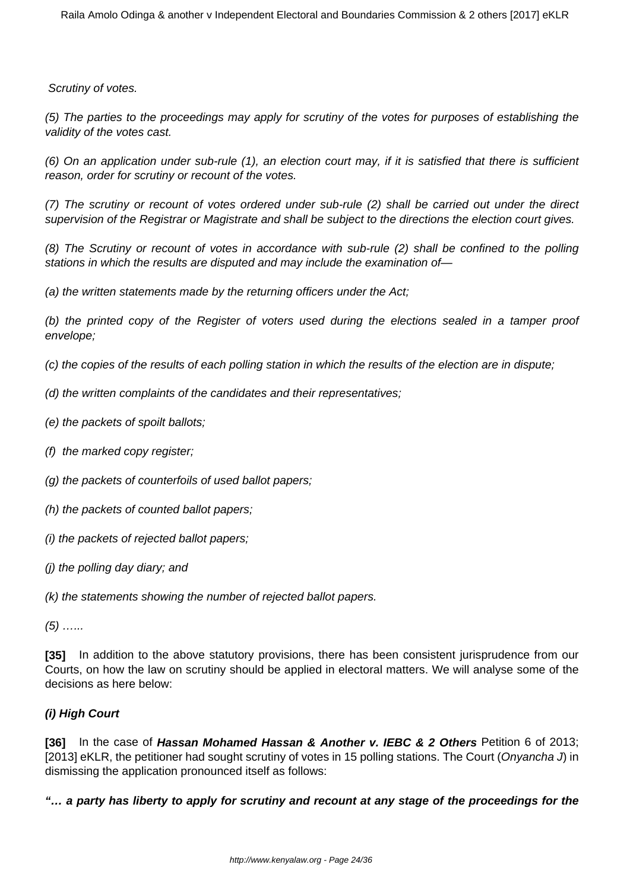*Scrutiny of votes.*

*(5) The parties to the proceedings may apply for scrutiny of the votes for purposes of establishing the validity of the votes cast.*

*(6) On an application under sub-rule (1), an election court may, if it is satisfied that there is sufficient reason, order for scrutiny or recount of the votes.*

*(7) The scrutiny or recount of votes ordered under sub-rule (2) shall be carried out under the direct supervision of the Registrar or Magistrate and shall be subject to the directions the election court gives.*

*(8) The Scrutiny or recount of votes in accordance with sub-rule (2) shall be confined to the polling stations in which the results are disputed and may include the examination of—*

*(a) the written statements made by the returning officers under the Act;*

*(b) the printed copy of the Register of voters used during the elections sealed in a tamper proof envelope;*

*(c) the copies of the results of each polling station in which the results of the election are in dispute;*

*(d) the written complaints of the candidates and their representatives;*

*(e) the packets of spoilt ballots;*

*(f) the marked copy register;*

*(g) the packets of counterfoils of used ballot papers;*

*(h) the packets of counted ballot papers;*

*(i) the packets of rejected ballot papers;*

*(j) the polling day diary; and*

*(k) the statements showing the number of rejected ballot papers.*

*(5) …...*

**[35]** In addition to the above statutory provisions, there has been consistent jurisprudence from our Courts, on how the law on scrutiny should be applied in electoral matters. We will analyse some of the decisions as here below:

**(i) High Court**

**[36]** In the case of ***Hassan Mohamed Hassan & Another v. IEBC & 2 Others*** Petition 6 of 2013; [2013] eKLR, the petitioner had sought scrutiny of votes in 15 polling stations. The Court (*Onyancha J*) in dismissing the application pronounced itself as follows:

***"… a party has liberty to apply for scrutiny and recount at any stage of the proceedings for the***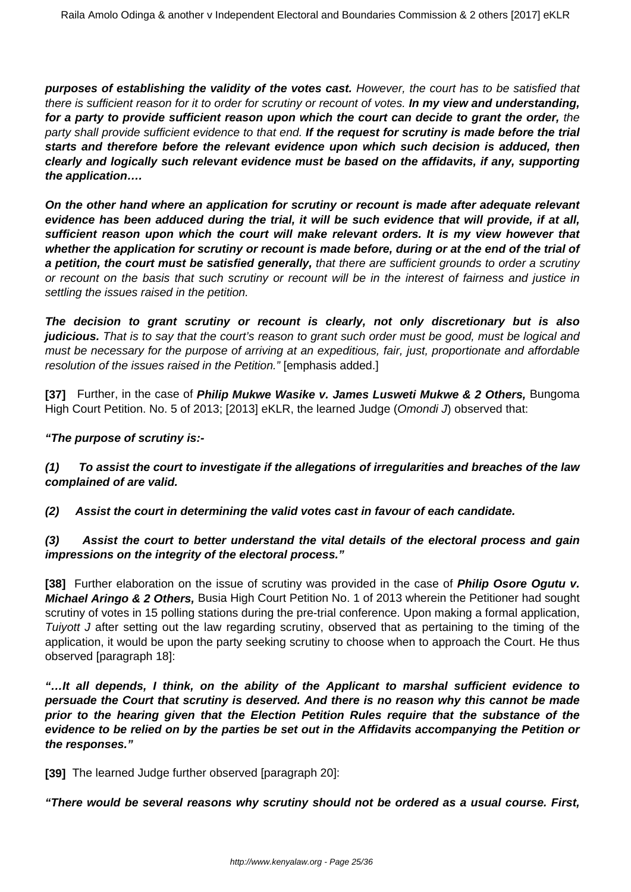***purposes of establishing the validity of the votes cast.*** *However, the court has to be satisfied that there is sufficient reason for it to order for scrutiny or recount of votes.* ***In my view and understanding, for a party to provide sufficient reason upon which the court can decide to grant the order,*** *the party shall provide sufficient evidence to that end.* ***If the request for scrutiny is made before the trial starts and therefore before the relevant evidence upon which such decision is adduced, then clearly and logically such relevant evidence must be based on the affidavits, if any, supporting the application….***

***On the other hand where an application for scrutiny or recount is made after adequate relevant evidence has been adduced during the trial, it will be such evidence that will provide, if at all, sufficient reason upon which the court will make relevant orders. It is my view however that whether the application for scrutiny or recount is made before, during or at the end of the trial of a petition, the court must be satisfied generally,*** *that there are sufficient grounds to order a scrutiny or recount on the basis that such scrutiny or recount will be in the interest of fairness and justice in settling the issues raised in the petition.*

***The decision to grant scrutiny or recount is clearly, not only discretionary but is also judicious.*** *That is to say that the court's reason to grant such order must be good, must be logical and must be necessary for the purpose of arriving at an expeditious, fair, just, proportionate and affordable resolution of the issues raised in the Petition."* [emphasis added.]

**[37]** Further, in the case of ***Philip Mukwe Wasike v. James Lusweti Mukwe & 2 Others,*** Bungoma High Court Petition. No. 5 of 2013; [2013] eKLR, the learned Judge (*Omondi J*) observed that:

***"The purpose of scrutiny is:-***

***(1) To assist the court to investigate if the allegations of irregularities and breaches of the law complained of are valid.***

***(2) Assist the court in determining the valid votes cast in favour of each candidate.***

***(3) Assist the court to better understand the vital details of the electoral process and gain impressions on the integrity of the electoral process."***

**[38]** Further elaboration on the issue of scrutiny was provided in the case of ***Philip Osore Ogutu v. Michael Aringo & 2 Others,*** Busia High Court Petition No. 1 of 2013 wherein the Petitioner had sought scrutiny of votes in 15 polling stations during the pre-trial conference. Upon making a formal application, *Tuiyott J* after setting out the law regarding scrutiny, observed that as pertaining to the timing of the application, it would be upon the party seeking scrutiny to choose when to approach the Court. He thus observed [paragraph 18]:

***"…It all depends, I think, on the ability of the Applicant to marshal sufficient evidence to persuade the Court that scrutiny is deserved. And there is no reason why this cannot be made prior to the hearing given that the Election Petition Rules require that the substance of the evidence to be relied on by the parties be set out in the Affidavits accompanying the Petition or the responses."***

**[39]** The learned Judge further observed [paragraph 20]:

***"There would be several reasons why scrutiny should not be ordered as a usual course. First,***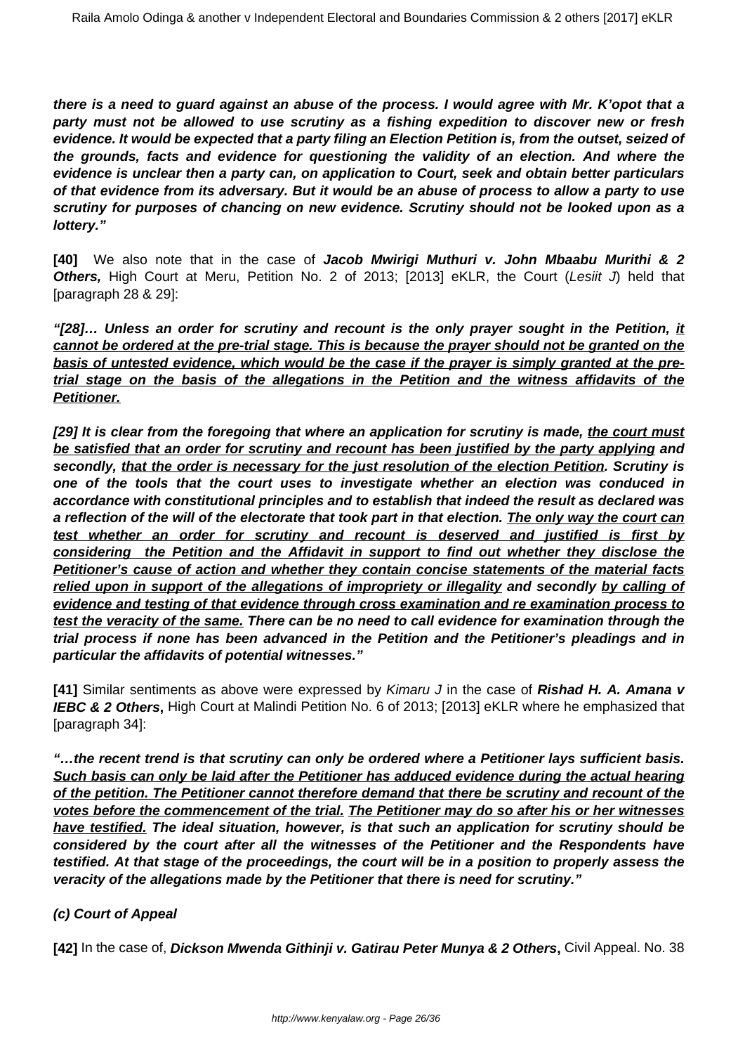***there is a need to guard against an abuse of the process. I would agree with Mr. K'opot that a party must not be allowed to use scrutiny as a fishing expedition to discover new or fresh evidence. It would be expected that a party filing an Election Petition is, from the outset, seized of the grounds, facts and evidence for questioning the validity of an election. And where the evidence is unclear then a party can, on application to Court, seek and obtain better particulars of that evidence from its adversary. But it would be an abuse of process to allow a party to use scrutiny for purposes of chancing on new evidence. Scrutiny should not be looked upon as a lottery."***

**[40]** We also note that in the case of **Jacob Mwirigi Muthuri v. John Mbaabu Murithi & 2 Others,** High Court at Meru, Petition No. 2 of 2013; [2013] eKLR, the Court (*Lesiit J*) held that [paragraph 28 & 29]:

***"[28]… Unless an order for scrutiny and recount is the only prayer sought in the Petition, <u>it cannot be ordered at the pre-trial stage. This is because the prayer should not be granted on the basis of untested evidence, which would be the case if the prayer is simply granted at the pre-trial stage on the basis of the allegations in the Petition and the witness affidavits of the Petitioner.</u>***

***[29] It is clear from the foregoing that where an application for scrutiny is made, <u>the court must be satisfied that an order for scrutiny and recount has been justified by the party applying</u> and secondly, <u>that the order is necessary for the just resolution of the election Petition</u>. Scrutiny is one of the tools that the court uses to investigate whether an election was conduced in accordance with constitutional principles and to establish that indeed the result as declared was a reflection of the will of the electorate that took part in that election. <u>The only way the court can test whether an order for scrutiny and recount is deserved and justified is first by considering the Petition and the Affidavit in support to find out whether they disclose the Petitioner's cause of action and whether they contain concise statements of the material facts relied upon in support of the allegations of impropriety or illegality</u> and secondly <u>by calling of evidence and testing of that evidence through cross examination and re examination process to test the veracity of the same.</u> There can be no need to call evidence for examination through the trial process if none has been advanced in the Petition and the Petitioner's pleadings and in particular the affidavits of potential witnesses."***

**[41]** Similar sentiments as above were expressed by *Kimaru J* in the case of **Rishad H. A. Amana v IEBC & 2 Others**, High Court at Malindi Petition No. 6 of 2013; [2013] eKLR where he emphasized that [paragraph 34]:

***"…the recent trend is that scrutiny can only be ordered where a Petitioner lays sufficient basis. <u>Such basis can only be laid after the Petitioner has adduced evidence during the actual hearing of the petition. The Petitioner cannot therefore demand that there be scrutiny and recount of the votes before the commencement of the trial.</u> <u>The Petitioner may do so after his or her witnesses have testified.</u> The ideal situation, however, is that such an application for scrutiny should be considered by the court after all the witnesses of the Petitioner and the Respondents have testified. At that stage of the proceedings, the court will be in a position to properly assess the veracity of the allegations made by the Petitioner that there is need for scrutiny."***

***(c) Court of Appeal***

**[42]** In the case of, **Dickson Mwenda Githinji v. Gatirau Peter Munya & 2 Others**, Civil Appeal. No. 38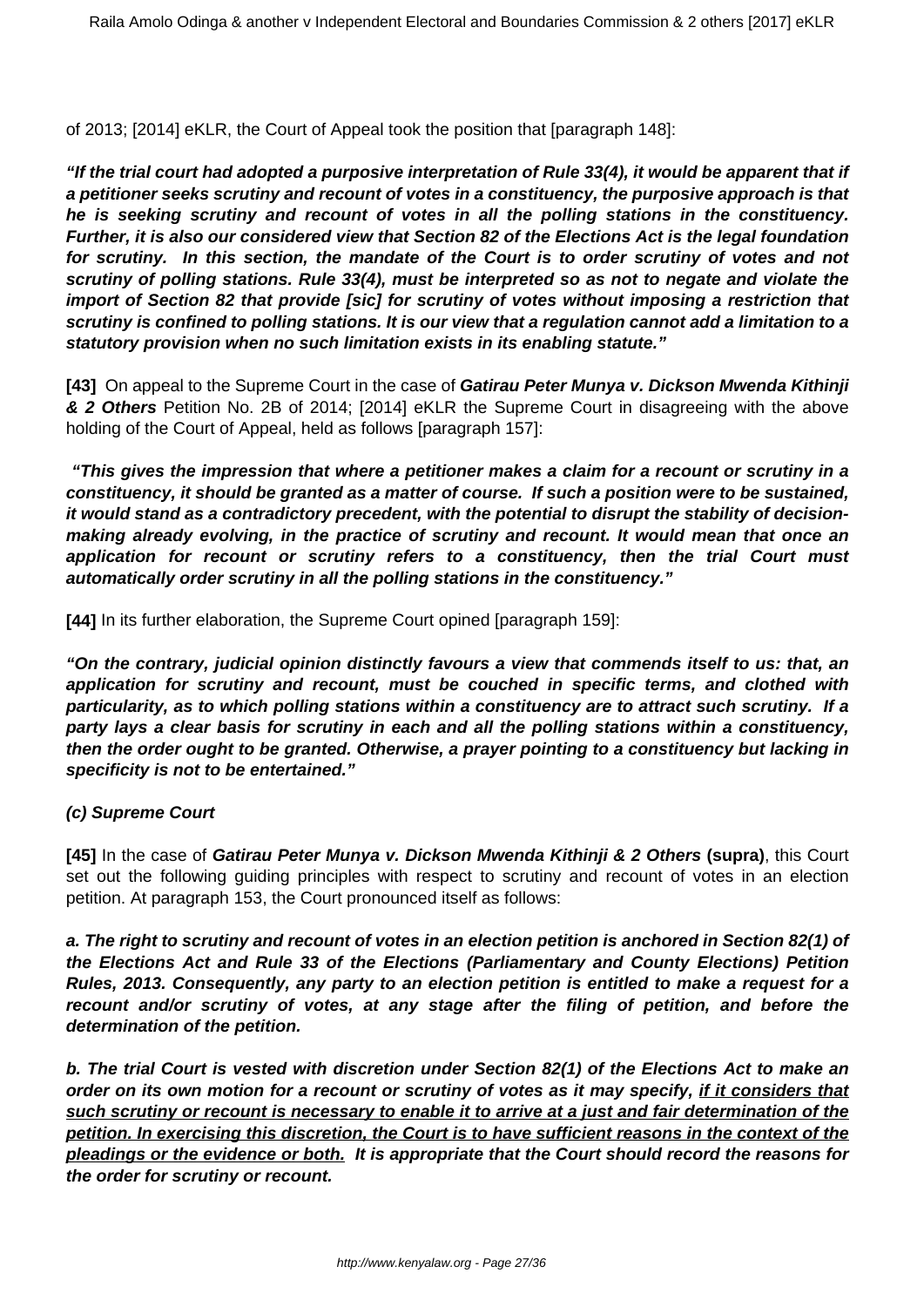of 2013; [2014] eKLR, the Court of Appeal took the position that [paragraph 148]:

***"If the trial court had adopted a purposive interpretation of Rule 33(4), it would be apparent that if a petitioner seeks scrutiny and recount of votes in a constituency, the purposive approach is that he is seeking scrutiny and recount of votes in all the polling stations in the constituency. Further, it is also our considered view that Section 82 of the Elections Act is the legal foundation for scrutiny. In this section, the mandate of the Court is to order scrutiny of votes and not scrutiny of polling stations. Rule 33(4), must be interpreted so as not to negate and violate the import of Section 82 that provide [sic] for scrutiny of votes without imposing a restriction that scrutiny is confined to polling stations. It is our view that a regulation cannot add a limitation to a statutory provision when no such limitation exists in its enabling statute."***

**[43]** On appeal to the Supreme Court in the case of ***Gatirau Peter Munya v. Dickson Mwenda Kithinji & 2 Others*** Petition No. 2B of 2014; [2014] eKLR the Supreme Court in disagreeing with the above holding of the Court of Appeal, held as follows [paragraph 157]:

***"This gives the impression that where a petitioner makes a claim for a recount or scrutiny in a constituency, it should be granted as a matter of course. If such a position were to be sustained, it would stand as a contradictory precedent, with the potential to disrupt the stability of decision-making already evolving, in the practice of scrutiny and recount. It would mean that once an application for recount or scrutiny refers to a constituency, then the trial Court must automatically order scrutiny in all the polling stations in the constituency."***

**[44]** In its further elaboration, the Supreme Court opined [paragraph 159]:

***"On the contrary, judicial opinion distinctly favours a view that commends itself to us: that, an application for scrutiny and recount, must be couched in specific terms, and clothed with particularity, as to which polling stations within a constituency are to attract such scrutiny. If a party lays a clear basis for scrutiny in each and all the polling stations within a constituency, then the order ought to be granted. Otherwise, a prayer pointing to a constituency but lacking in specificity is not to be entertained."***

**(c) Supreme Court**

**[45]** In the case of ***Gatirau Peter Munya v. Dickson Mwenda Kithinji & 2 Others*** **(supra)**, this Court set out the following guiding principles with respect to scrutiny and recount of votes in an election petition. At paragraph 153, the Court pronounced itself as follows:

**a. The right to scrutiny and recount of votes in an election petition is anchored in Section 82(1) of the Elections Act and Rule 33 of the Elections (Parliamentary and County Elections) Petition Rules, 2013. Consequently, any party to an election petition is entitled to make a request for a recount and/or scrutiny of votes, at any stage after the filing of petition, and before the determination of the petition.**

**b. The trial Court is vested with discretion under Section 82(1) of the Elections Act to make an order on its own motion for a recount or scrutiny of votes as it may specify, <u>if it considers that such scrutiny or recount is necessary to enable it to arrive at a just and fair determination of the petition. In exercising this discretion, the Court is to have sufficient reasons in the context of the pleadings or the evidence or both.</u> It is appropriate that the Court should record the reasons for the order for scrutiny or recount.**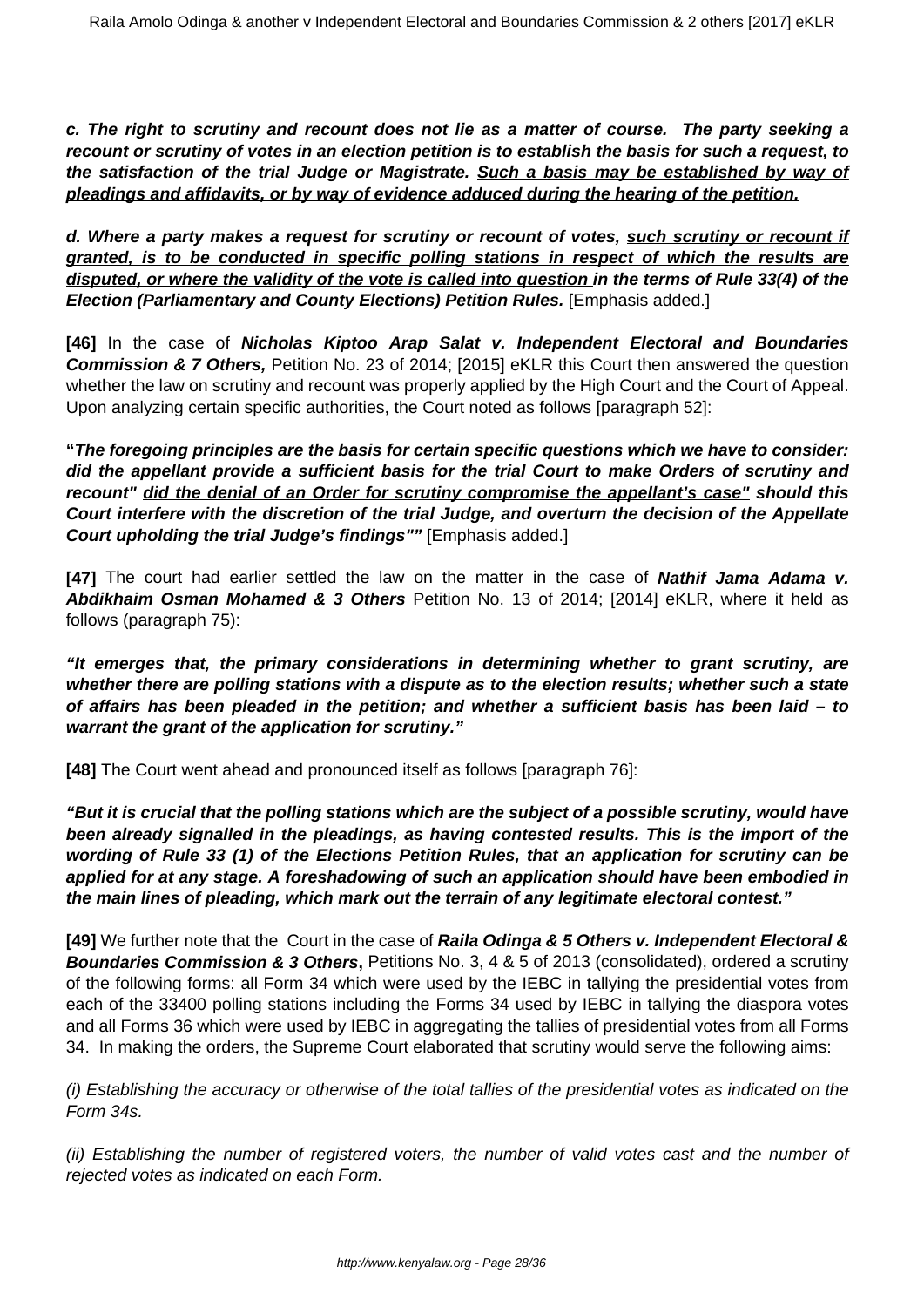***c. The right to scrutiny and recount does not lie as a matter of course. The party seeking a recount or scrutiny of votes in an election petition is to establish the basis for such a request, to the satisfaction of the trial Judge or Magistrate. <u>Such a basis may be established by way of pleadings and affidavits, or by way of evidence adduced during the hearing of the petition.</u>***

***d. Where a party makes a request for scrutiny or recount of votes, <u>such scrutiny or recount if granted, is to be conducted in specific polling stations in respect of which the results are disputed, or where the validity of the vote is called into question</u> in the terms of Rule 33(4) of the Election (Parliamentary and County Elections) Petition Rules.*** [Emphasis added.]

**[46]** In the case of ***Nicholas Kiptoo Arap Salat v. Independent Electoral and Boundaries Commission & 7 Others,*** Petition No. 23 of 2014; [2015] eKLR this Court then answered the question whether the law on scrutiny and recount was properly applied by the High Court and the Court of Appeal. Upon analyzing certain specific authorities, the Court noted as follows [paragraph 52]:

**"*The foregoing principles are the basis for certain specific questions which we have to consider: did the appellant provide a sufficient basis for the trial Court to make Orders of scrutiny and recount" <u>did the denial of an Order for scrutiny compromise the appellant's case"</u> should this Court interfere with the discretion of the trial Judge, and overturn the decision of the Appellate Court upholding the trial Judge's findings""*** [Emphasis added.]

**[47]** The court had earlier settled the law on the matter in the case of ***Nathif Jama Adama v. Abdikhaim Osman Mohamed & 3 Others*** Petition No. 13 of 2014; [2014] eKLR, where it held as follows (paragraph 75):

***"It emerges that, the primary considerations in determining whether to grant scrutiny, are whether there are polling stations with a dispute as to the election results; whether such a state of affairs has been pleaded in the petition; and whether a sufficient basis has been laid – to warrant the grant of the application for scrutiny."***

**[48]** The Court went ahead and pronounced itself as follows [paragraph 76]:

***"But it is crucial that the polling stations which are the subject of a possible scrutiny, would have been already signalled in the pleadings, as having contested results. This is the import of the wording of Rule 33 (1) of the Elections Petition Rules, that an application for scrutiny can be applied for at any stage. A foreshadowing of such an application should have been embodied in the main lines of pleading, which mark out the terrain of any legitimate electoral contest."***

**[49]** We further note that the Court in the case of ***Raila Odinga & 5 Others v. Independent Electoral & Boundaries Commission & 3 Others*****,** Petitions No. 3, 4 & 5 of 2013 (consolidated), ordered a scrutiny of the following forms: all Form 34 which were used by the IEBC in tallying the presidential votes from each of the 33400 polling stations including the Forms 34 used by IEBC in tallying the diaspora votes and all Forms 36 which were used by IEBC in aggregating the tallies of presidential votes from all Forms 34. In making the orders, the Supreme Court elaborated that scrutiny would serve the following aims:

*(i) Establishing the accuracy or otherwise of the total tallies of the presidential votes as indicated on the Form 34s.*

*(ii) Establishing the number of registered voters, the number of valid votes cast and the number of rejected votes as indicated on each Form.*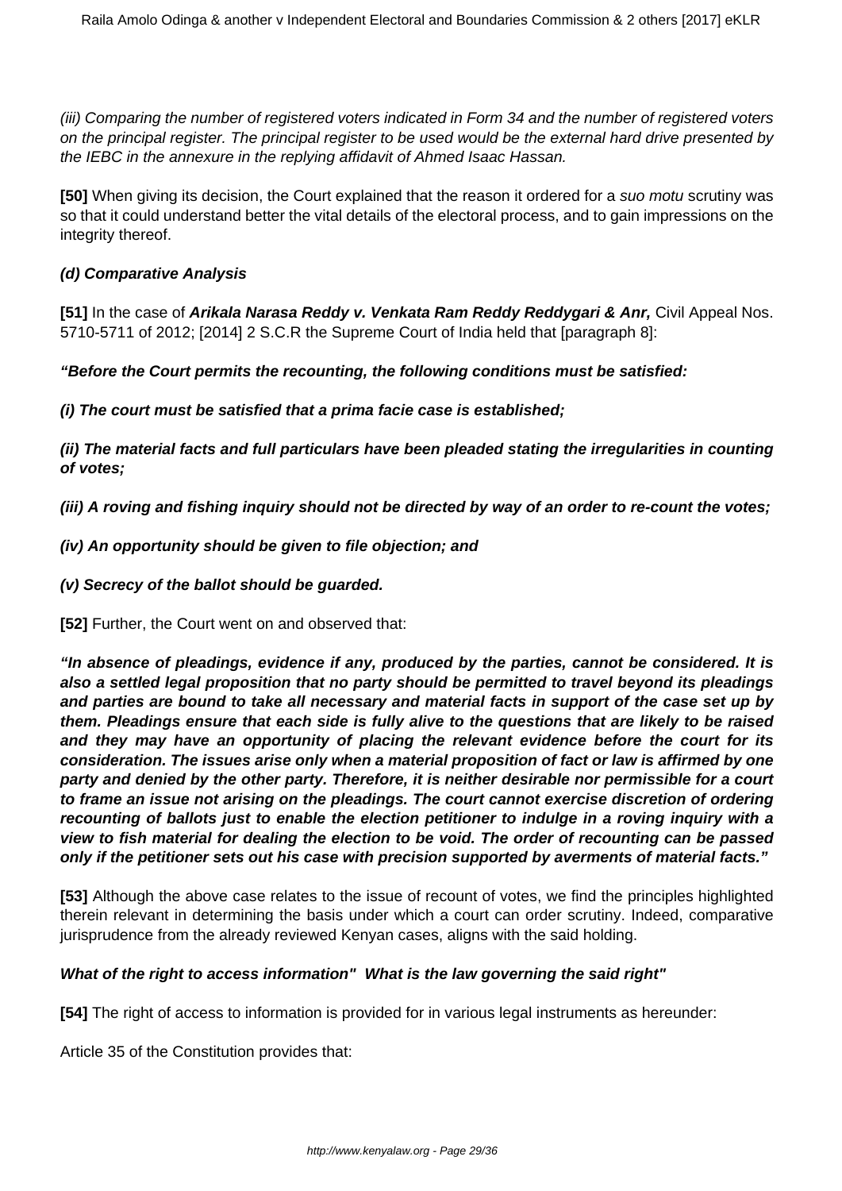*(iii) Comparing the number of registered voters indicated in Form 34 and the number of registered voters on the principal register. The principal register to be used would be the external hard drive presented by the IEBC in the annexure in the replying affidavit of Ahmed Isaac Hassan.*

**[50]** When giving its decision, the Court explained that the reason it ordered for a *suo motu* scrutiny was so that it could understand better the vital details of the electoral process, and to gain impressions on the integrity thereof.

**(d) Comparative Analysis**

**[51]** In the case of ***Arikala Narasa Reddy v. Venkata Ram Reddy Reddygari & Anr,*** Civil Appeal Nos. 5710-5711 of 2012; [2014] 2 S.C.R the Supreme Court of India held that [paragraph 8]:

***"Before the Court permits the recounting, the following conditions must be satisfied:***

***(i) The court must be satisfied that a prima facie case is established;***

***(ii) The material facts and full particulars have been pleaded stating the irregularities in counting of votes;***

***(iii) A roving and fishing inquiry should not be directed by way of an order to re-count the votes;***

***(iv) An opportunity should be given to file objection; and***

***(v) Secrecy of the ballot should be guarded.***

**[52]** Further, the Court went on and observed that:

***"In absence of pleadings, evidence if any, produced by the parties, cannot be considered. It is also a settled legal proposition that no party should be permitted to travel beyond its pleadings and parties are bound to take all necessary and material facts in support of the case set up by them. Pleadings ensure that each side is fully alive to the questions that are likely to be raised and they may have an opportunity of placing the relevant evidence before the court for its consideration. The issues arise only when a material proposition of fact or law is affirmed by one party and denied by the other party. Therefore, it is neither desirable nor permissible for a court to frame an issue not arising on the pleadings. The court cannot exercise discretion of ordering recounting of ballots just to enable the election petitioner to indulge in a roving inquiry with a view to fish material for dealing the election to be void. The order of recounting can be passed only if the petitioner sets out his case with precision supported by averments of material facts."***

**[53]** Although the above case relates to the issue of recount of votes, we find the principles highlighted therein relevant in determining the basis under which a court can order scrutiny. Indeed, comparative jurisprudence from the already reviewed Kenyan cases, aligns with the said holding.

***What of the right to access information" What is the law governing the said right"***

**[54]** The right of access to information is provided for in various legal instruments as hereunder:

Article 35 of the Constitution provides that: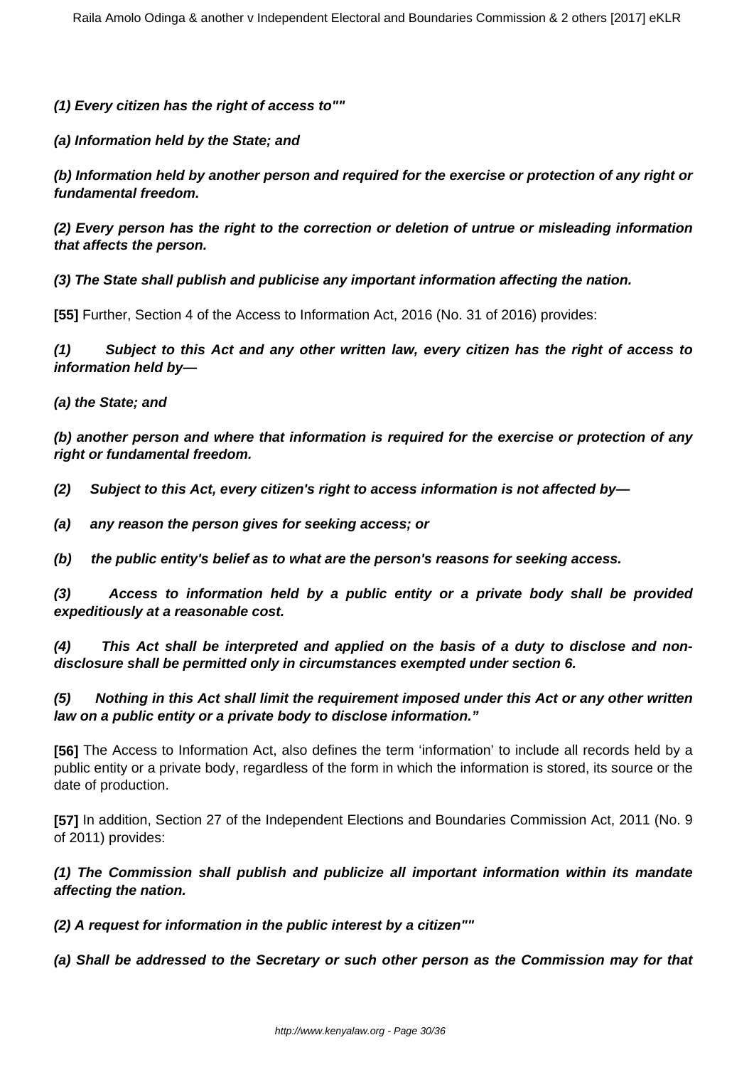**(1) Every citizen has the right of access to""**

**(a) Information held by the State; and**

**(b) Information held by another person and required for the exercise or protection of any right or fundamental freedom.**

**(2) Every person has the right to the correction or deletion of untrue or misleading information that affects the person.**

**(3) The State shall publish and publicise any important information affecting the nation.**

**[55]** Further, Section 4 of the Access to Information Act, 2016 (No. 31 of 2016) provides:

**(1) Subject to this Act and any other written law, every citizen has the right of access to information held by—**

**(a) the State; and**

**(b) another person and where that information is required for the exercise or protection of any right or fundamental freedom.**

**(2) Subject to this Act, every citizen's right to access information is not affected by—**

**(a) any reason the person gives for seeking access; or**

**(b) the public entity's belief as to what are the person's reasons for seeking access.**

**(3) Access to information held by a public entity or a private body shall be provided expeditiously at a reasonable cost.**

**(4) This Act shall be interpreted and applied on the basis of a duty to disclose and non-disclosure shall be permitted only in circumstances exempted under section 6.**

**(5) Nothing in this Act shall limit the requirement imposed under this Act or any other written law on a public entity or a private body to disclose information."**

**[56]** The Access to Information Act, also defines the term 'information' to include all records held by a public entity or a private body, regardless of the form in which the information is stored, its source or the date of production.

**[57]** In addition, Section 27 of the Independent Elections and Boundaries Commission Act, 2011 (No. 9 of 2011) provides:

**(1) The Commission shall publish and publicize all important information within its mandate affecting the nation.**

**(2) A request for information in the public interest by a citizen""**

**(a) Shall be addressed to the Secretary or such other person as the Commission may for that**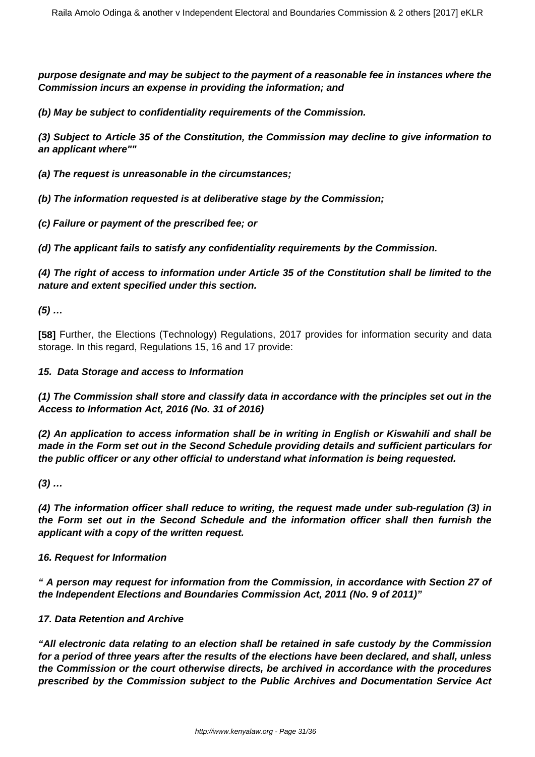**purpose designate and may be subject to the payment of a reasonable fee in instances where the Commission incurs an expense in providing the information; and**

**(b) May be subject to confidentiality requirements of the Commission.**

**(3) Subject to Article 35 of the Constitution, the Commission may decline to give information to an applicant where""**

**(a) The request is unreasonable in the circumstances;**

**(b) The information requested is at deliberative stage by the Commission;**

**(c) Failure or payment of the prescribed fee; or**

**(d) The applicant fails to satisfy any confidentiality requirements by the Commission.**

**(4) The right of access to information under Article 35 of the Constitution shall be limited to the nature and extent specified under this section.**

**(5) …**

**[58]** Further, the Elections (Technology) Regulations, 2017 provides for information security and data storage. In this regard, Regulations 15, 16 and 17 provide:

***15. Data Storage and access to Information***

***(1) The Commission shall store and classify data in accordance with the principles set out in the Access to Information Act, 2016 (No. 31 of 2016)***

***(2) An application to access information shall be in writing in English or Kiswahili and shall be made in the Form set out in the Second Schedule providing details and sufficient particulars for the public officer or any other official to understand what information is being requested.***

***(3) …***

***(4) The information officer shall reduce to writing, the request made under sub-regulation (3) in the Form set out in the Second Schedule and the information officer shall then furnish the applicant with a copy of the written request.***

***16. Request for Information***

***" A person may request for information from the Commission, in accordance with Section 27 of the Independent Elections and Boundaries Commission Act, 2011 (No. 9 of 2011)"***

***17. Data Retention and Archive***

***"All electronic data relating to an election shall be retained in safe custody by the Commission for a period of three years after the results of the elections have been declared, and shall, unless the Commission or the court otherwise directs, be archived in accordance with the procedures prescribed by the Commission subject to the Public Archives and Documentation Service Act***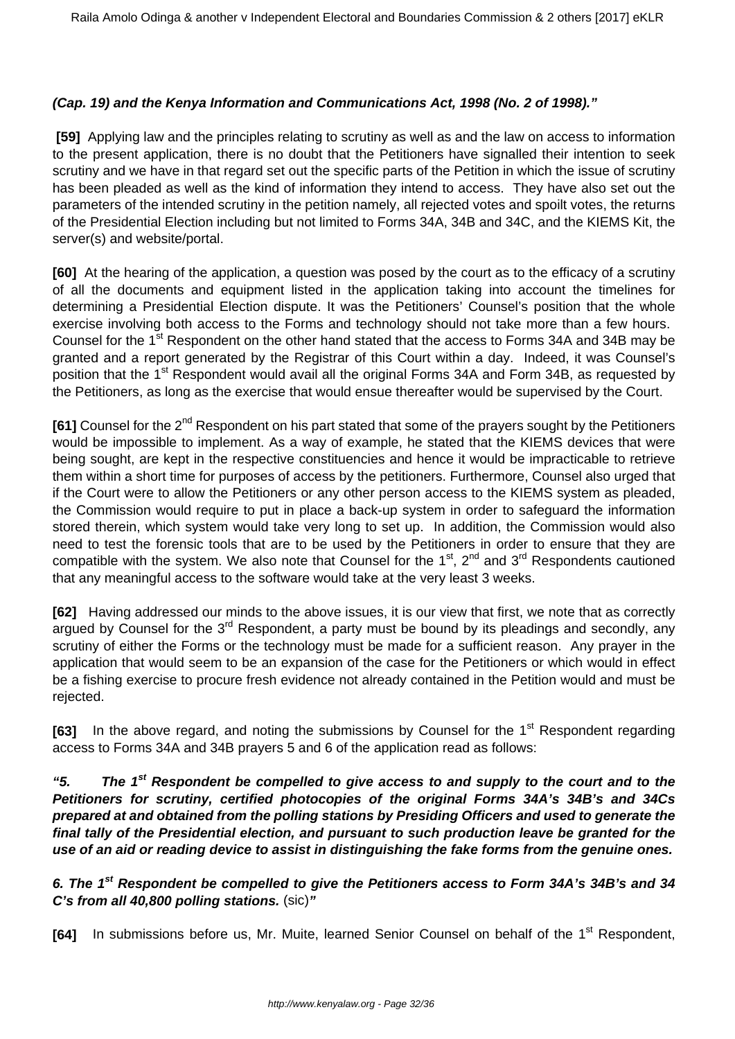***(Cap. 19) and the Kenya Information and Communications Act, 1998 (No. 2 of 1998)."***

**[59]** Applying law and the principles relating to scrutiny as well as and the law on access to information to the present application, there is no doubt that the Petitioners have signalled their intention to seek scrutiny and we have in that regard set out the specific parts of the Petition in which the issue of scrutiny has been pleaded as well as the kind of information they intend to access. They have also set out the parameters of the intended scrutiny in the petition namely, all rejected votes and spoilt votes, the returns of the Presidential Election including but not limited to Forms 34A, 34B and 34C, and the KIEMS Kit, the server(s) and website/portal.

**[60]** At the hearing of the application, a question was posed by the court as to the efficacy of a scrutiny of all the documents and equipment listed in the application taking into account the timelines for determining a Presidential Election dispute. It was the Petitioners' Counsel's position that the whole exercise involving both access to the Forms and technology should not take more than a few hours. Counsel for the 1st Respondent on the other hand stated that the access to Forms 34A and 34B may be granted and a report generated by the Registrar of this Court within a day. Indeed, it was Counsel's position that the 1st Respondent would avail all the original Forms 34A and Form 34B, as requested by the Petitioners, as long as the exercise that would ensue thereafter would be supervised by the Court.

**[61]** Counsel for the 2nd Respondent on his part stated that some of the prayers sought by the Petitioners would be impossible to implement. As a way of example, he stated that the KIEMS devices that were being sought, are kept in the respective constituencies and hence it would be impracticable to retrieve them within a short time for purposes of access by the petitioners. Furthermore, Counsel also urged that if the Court were to allow the Petitioners or any other person access to the KIEMS system as pleaded, the Commission would require to put in place a back-up system in order to safeguard the information stored therein, which system would take very long to set up. In addition, the Commission would also need to test the forensic tools that are to be used by the Petitioners in order to ensure that they are compatible with the system. We also note that Counsel for the 1st, 2nd and 3rd Respondents cautioned that any meaningful access to the software would take at the very least 3 weeks.

**[62]** Having addressed our minds to the above issues, it is our view that first, we note that as correctly argued by Counsel for the 3rd Respondent, a party must be bound by its pleadings and secondly, any scrutiny of either the Forms or the technology must be made for a sufficient reason. Any prayer in the application that would seem to be an expansion of the case for the Petitioners or which would in effect be a fishing exercise to procure fresh evidence not already contained in the Petition would and must be rejected.

**[63]** In the above regard, and noting the submissions by Counsel for the 1st Respondent regarding access to Forms 34A and 34B prayers 5 and 6 of the application read as follows:

***"5. The 1st Respondent be compelled to give access to and supply to the court and to the Petitioners for scrutiny, certified photocopies of the original Forms 34A's 34B's and 34Cs prepared at and obtained from the polling stations by Presiding Officers and used to generate the final tally of the Presidential election, and pursuant to such production leave be granted for the use of an aid or reading device to assist in distinguishing the fake forms from the genuine ones.***

***6. The 1st Respondent be compelled to give the Petitioners access to Form 34A's 34B's and 34 C's from all 40,800 polling stations.*** (sic)***"***

**[64]** In submissions before us, Mr. Muite, learned Senior Counsel on behalf of the 1st Respondent,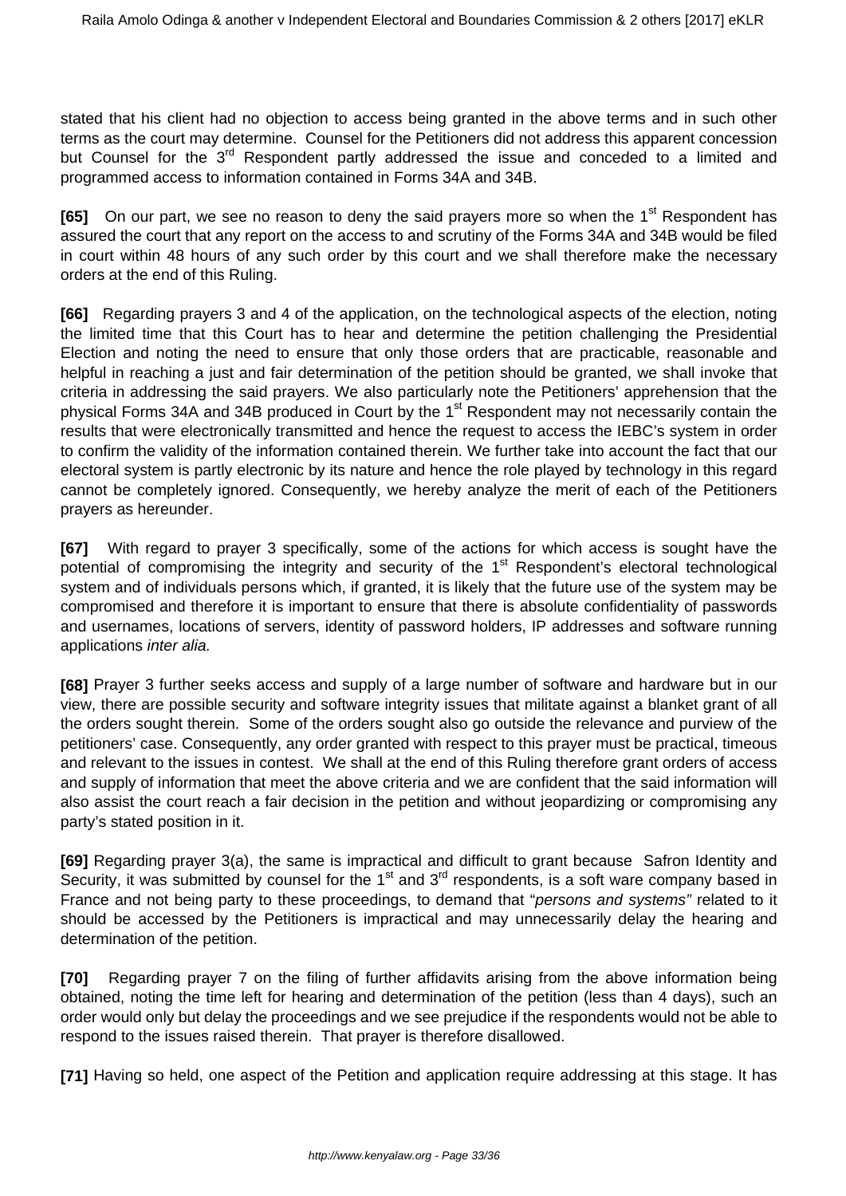stated that his client had no objection to access being granted in the above terms and in such other terms as the court may determine. Counsel for the Petitioners did not address this apparent concession but Counsel for the 3rd Respondent partly addressed the issue and conceded to a limited and programmed access to information contained in Forms 34A and 34B.

**[65]** On our part, we see no reason to deny the said prayers more so when the 1st Respondent has assured the court that any report on the access to and scrutiny of the Forms 34A and 34B would be filed in court within 48 hours of any such order by this court and we shall therefore make the necessary orders at the end of this Ruling.

**[66]** Regarding prayers 3 and 4 of the application, on the technological aspects of the election, noting the limited time that this Court has to hear and determine the petition challenging the Presidential Election and noting the need to ensure that only those orders that are practicable, reasonable and helpful in reaching a just and fair determination of the petition should be granted, we shall invoke that criteria in addressing the said prayers. We also particularly note the Petitioners' apprehension that the physical Forms 34A and 34B produced in Court by the 1st Respondent may not necessarily contain the results that were electronically transmitted and hence the request to access the IEBC's system in order to confirm the validity of the information contained therein. We further take into account the fact that our electoral system is partly electronic by its nature and hence the role played by technology in this regard cannot be completely ignored. Consequently, we hereby analyze the merit of each of the Petitioners prayers as hereunder.

**[67]** With regard to prayer 3 specifically, some of the actions for which access is sought have the potential of compromising the integrity and security of the 1st Respondent's electoral technological system and of individuals persons which, if granted, it is likely that the future use of the system may be compromised and therefore it is important to ensure that there is absolute confidentiality of passwords and usernames, locations of servers, identity of password holders, IP addresses and software running applications *inter alia.*

**[68]** Prayer 3 further seeks access and supply of a large number of software and hardware but in our view, there are possible security and software integrity issues that militate against a blanket grant of all the orders sought therein. Some of the orders sought also go outside the relevance and purview of the petitioners' case. Consequently, any order granted with respect to this prayer must be practical, timeous and relevant to the issues in contest. We shall at the end of this Ruling therefore grant orders of access and supply of information that meet the above criteria and we are confident that the said information will also assist the court reach a fair decision in the petition and without jeopardizing or compromising any party's stated position in it.

**[69]** Regarding prayer 3(a), the same is impractical and difficult to grant because Safron Identity and Security, it was submitted by counsel for the 1st and 3rd respondents, is a soft ware company based in France and not being party to these proceedings, to demand that "*persons and systems"* related to it should be accessed by the Petitioners is impractical and may unnecessarily delay the hearing and determination of the petition.

**[70]** Regarding prayer 7 on the filing of further affidavits arising from the above information being obtained, noting the time left for hearing and determination of the petition (less than 4 days), such an order would only but delay the proceedings and we see prejudice if the respondents would not be able to respond to the issues raised therein. That prayer is therefore disallowed.

**[71]** Having so held, one aspect of the Petition and application require addressing at this stage. It has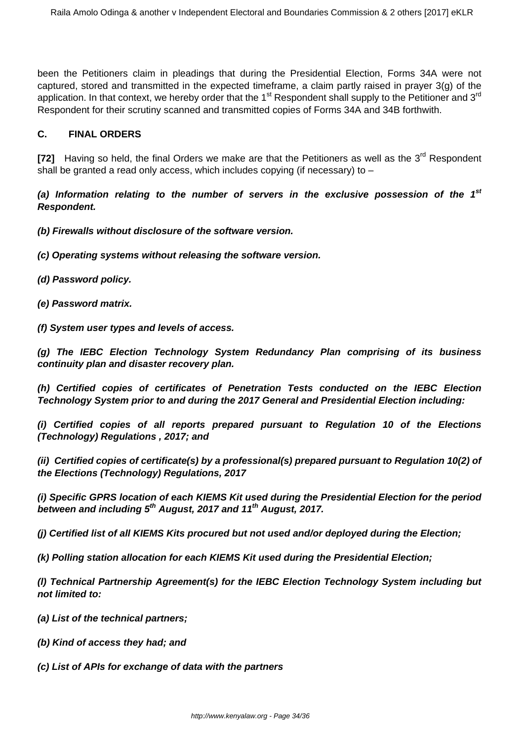been the Petitioners claim in pleadings that during the Presidential Election, Forms 34A were not captured, stored and transmitted in the expected timeframe, a claim partly raised in prayer 3(g) of the application. In that context, we hereby order that the 1st Respondent shall supply to the Petitioner and 3rd Respondent for their scrutiny scanned and transmitted copies of Forms 34A and 34B forthwith.

### C. FINAL ORDERS

**[72]** Having so held, the final Orders we make are that the Petitioners as well as the 3rd Respondent shall be granted a read only access, which includes copying (if necessary) to –

***(a) Information relating to the number of servers in the exclusive possession of the 1st Respondent.***

***(b) Firewalls without disclosure of the software version.***

***(c) Operating systems without releasing the software version.***

***(d) Password policy.***

***(e) Password matrix.***

***(f) System user types and levels of access.***

***(g) The IEBC Election Technology System Redundancy Plan comprising of its business continuity plan and disaster recovery plan.***

***(h) Certified copies of certificates of Penetration Tests conducted on the IEBC Election Technology System prior to and during the 2017 General and Presidential Election including:***

***(i) Certified copies of all reports prepared pursuant to Regulation 10 of the Elections (Technology) Regulations , 2017; and***

***(ii) Certified copies of certificate(s) by a professional(s) prepared pursuant to Regulation 10(2) of the Elections (Technology) Regulations, 2017***

***(i) Specific GPRS location of each KIEMS Kit used during the Presidential Election for the period between and including 5th August, 2017 and 11th August, 2017.***

***(j) Certified list of all KIEMS Kits procured but not used and/or deployed during the Election;***

***(k) Polling station allocation for each KIEMS Kit used during the Presidential Election;***

***(l) Technical Partnership Agreement(s) for the IEBC Election Technology System including but not limited to:***

***(a) List of the technical partners;***

***(b) Kind of access they had; and***

***(c) List of APIs for exchange of data with the partners***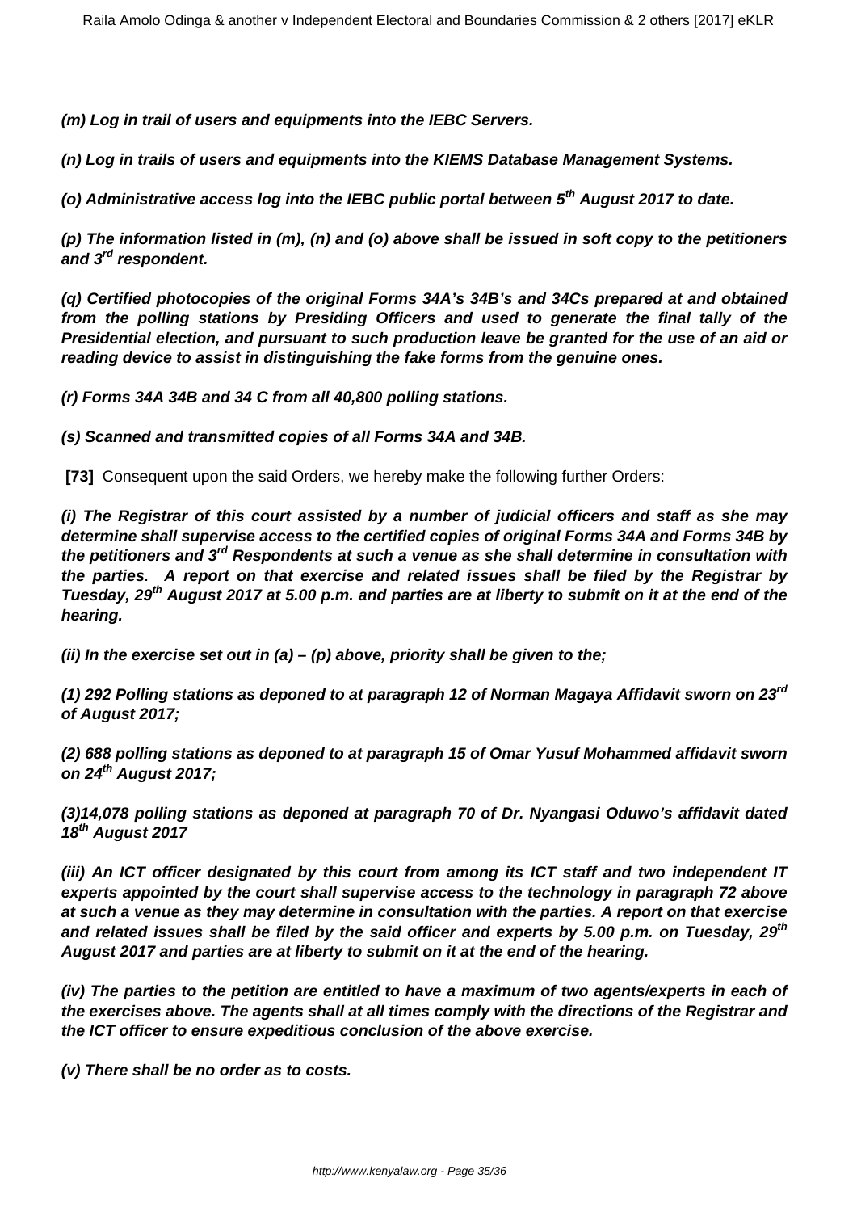**(m) Log in trail of users and equipments into the IEBC Servers.**

**(n) Log in trails of users and equipments into the KIEMS Database Management Systems.**

**(o) Administrative access log into the IEBC public portal between 5th August 2017 to date.**

**(p) The information listed in (m), (n) and (o) above shall be issued in soft copy to the petitioners and 3rd respondent.**

**(q) Certified photocopies of the original Forms 34A's 34B's and 34Cs prepared at and obtained from the polling stations by Presiding Officers and used to generate the final tally of the Presidential election, and pursuant to such production leave be granted for the use of an aid or reading device to assist in distinguishing the fake forms from the genuine ones.**

**(r) Forms 34A 34B and 34 C from all 40,800 polling stations.**

**(s) Scanned and transmitted copies of all Forms 34A and 34B.**

**[73]** Consequent upon the said Orders, we hereby make the following further Orders:

**(i) The Registrar of this court assisted by a number of judicial officers and staff as she may determine shall supervise access to the certified copies of original Forms 34A and Forms 34B by the petitioners and 3rd Respondents at such a venue as she shall determine in consultation with the parties. A report on that exercise and related issues shall be filed by the Registrar by Tuesday, 29th August 2017 at 5.00 p.m. and parties are at liberty to submit on it at the end of the hearing.**

**(ii) In the exercise set out in (a) – (p) above, priority shall be given to the;**

**(1) 292 Polling stations as deponed to at paragraph 12 of Norman Magaya Affidavit sworn on 23rd of August 2017;**

**(2) 688 polling stations as deponed to at paragraph 15 of Omar Yusuf Mohammed affidavit sworn on 24th August 2017;**

**(3)14,078 polling stations as deponed at paragraph 70 of Dr. Nyangasi Oduwo's affidavit dated 18th August 2017**

**(iii) An ICT officer designated by this court from among its ICT staff and two independent IT experts appointed by the court shall supervise access to the technology in paragraph 72 above at such a venue as they may determine in consultation with the parties. A report on that exercise and related issues shall be filed by the said officer and experts by 5.00 p.m. on Tuesday, 29th August 2017 and parties are at liberty to submit on it at the end of the hearing.**

**(iv) The parties to the petition are entitled to have a maximum of two agents/experts in each of the exercises above. The agents shall at all times comply with the directions of the Registrar and the ICT officer to ensure expeditious conclusion of the above exercise.**

**(v) There shall be no order as to costs.**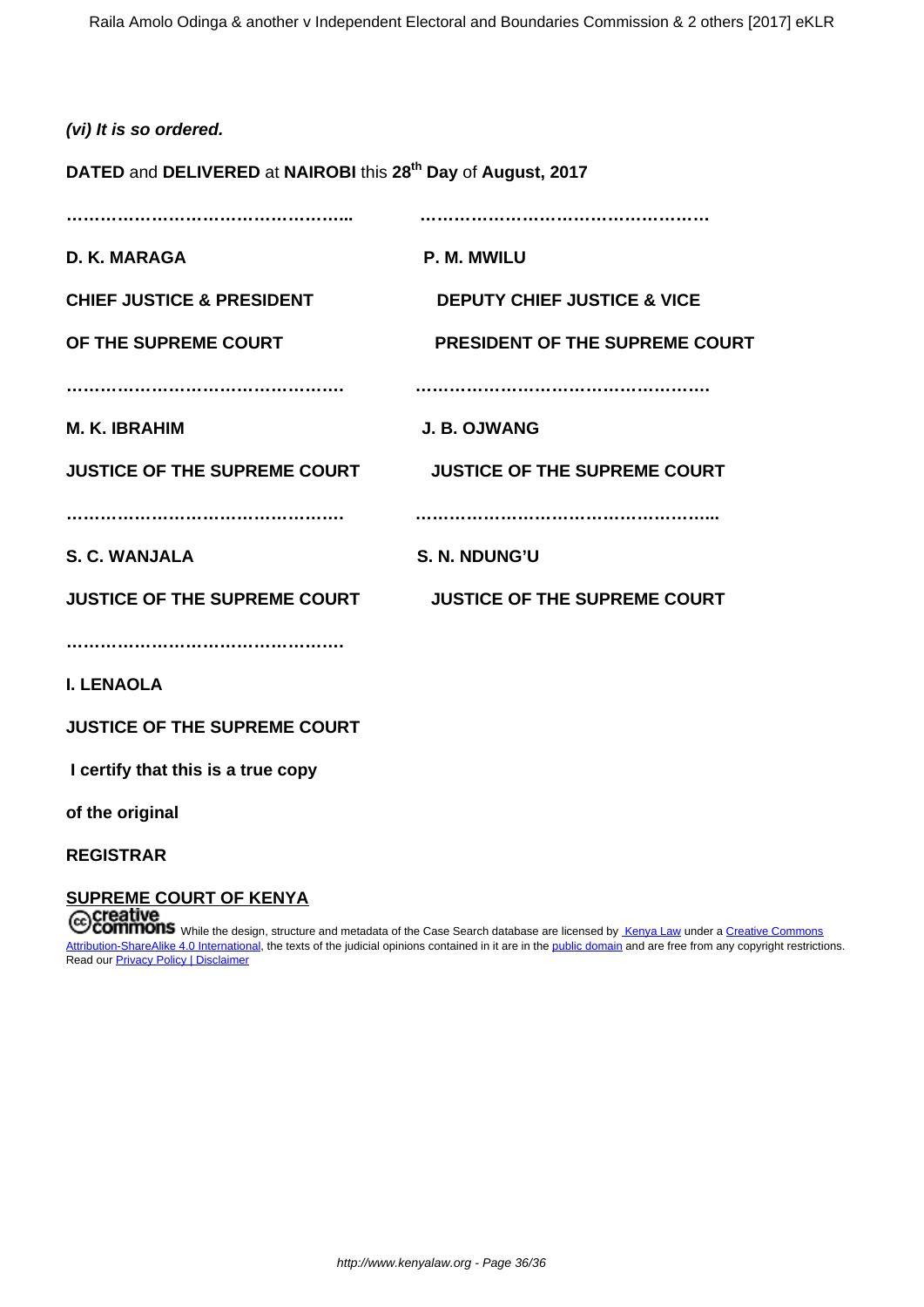***(vi) It is so ordered.***

**DATED** and **DELIVERED** at **NAIROBI** this **28th Day** of **August, 2017**

| | |
|---|---|
| **…………………………………………..** | **……………………………………………** |
| **D. K. MARAGA** | **P. M. MWILU** |
| **CHIEF JUSTICE & PRESIDENT OF THE SUPREME COURT** | **DEPUTY CHIEF JUSTICE & VICE PRESIDENT OF THE SUPREME COURT** |
| **…………………………………………** | **……………………………………………** |
| **M. K. IBRAHIM** | **J. B. OJWANG** |
| **JUSTICE OF THE SUPREME COURT** | **JUSTICE OF THE SUPREME COURT** |
| **…………………………………………** | **……………………………………………..** |
| **S. C. WANJALA** | **S. N. NDUNG'U** |
| **JUSTICE OF THE SUPREME COURT** | **JUSTICE OF THE SUPREME COURT** |

**…………………………………………**

**I. LENAOLA**

**JUSTICE OF THE SUPREME COURT**

**I certify that this is a true copy**

**of the original**

**REGISTRAR**

**SUPREME COURT OF KENYA**

While the design, structure and metadata of the Case Search database are licensed by Kenya Law under a Creative Commons Attribution-ShareAlike 4.0 International, the texts of the judicial opinions contained in it are in the public domain and are free from any copyright restrictions. Read our Privacy Policy | Disclaimer